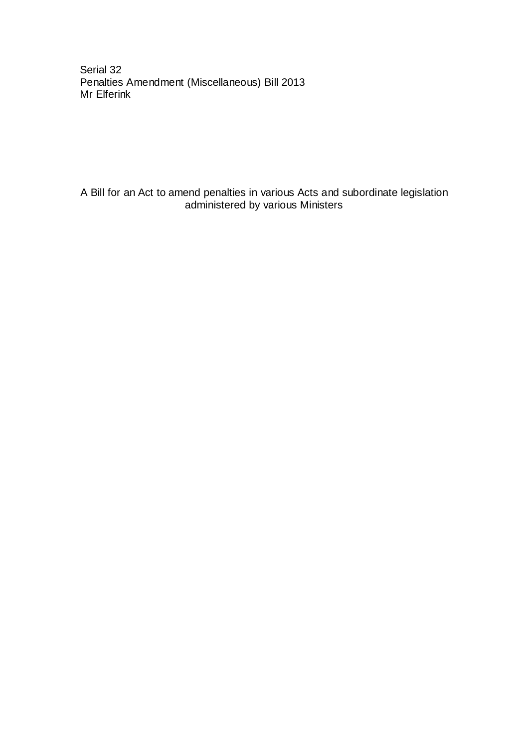Serial 32
Penalties Amendment (Miscellaneous) Bill 2013
Mr Elferink

A Bill for an Act to amend penalties in various Acts and subordinate legislation administered by various Ministers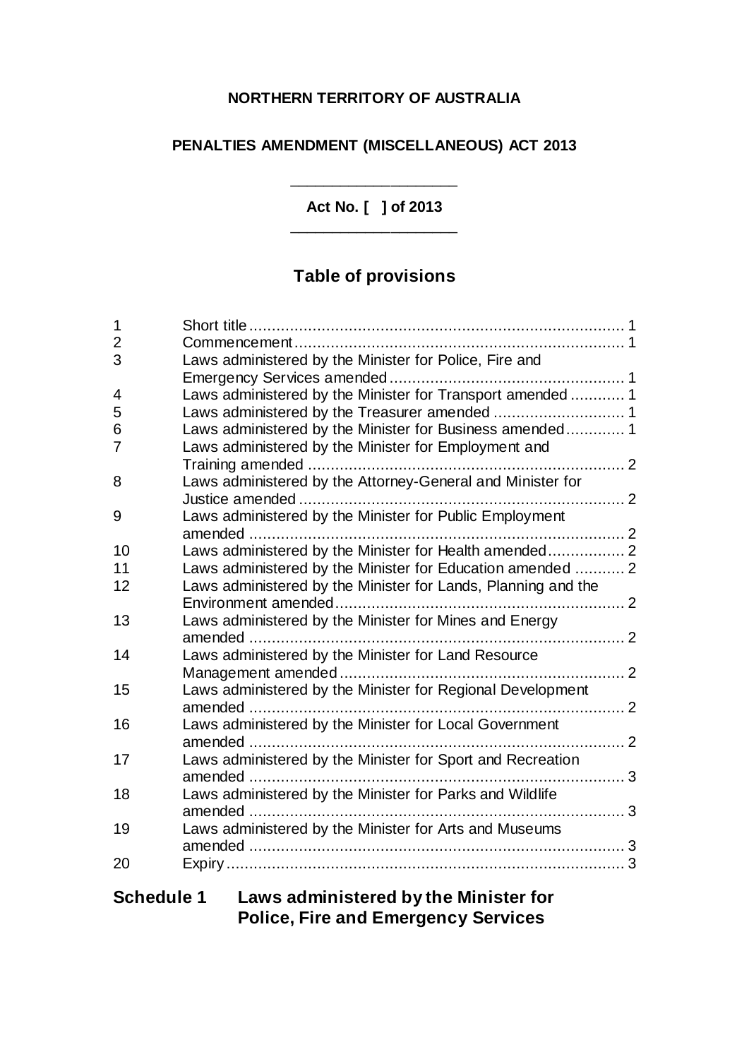**NORTHERN TERRITORY OF AUSTRALIA**

**PENALTIES AMENDMENT (MISCELLANEOUS) ACT 2013**

**Act No. [ ] of 2013**

## Table of provisions

| | | |
|---|---|---|
| 1 | Short title | 1 |
| 2 | Commencement | 1 |
| 3 | Laws administered by the Minister for Police, Fire and Emergency Services amended | 1 |
| 4 | Laws administered by the Minister for Transport amended | 1 |
| 5 | Laws administered by the Treasurer amended | 1 |
| 6 | Laws administered by the Minister for Business amended | 1 |
| 7 | Laws administered by the Minister for Employment and Training amended | 2 |
| 8 | Laws administered by the Attorney-General and Minister for Justice amended | 2 |
| 9 | Laws administered by the Minister for Public Employment amended | 2 |
| 10 | Laws administered by the Minister for Health amended | 2 |
| 11 | Laws administered by the Minister for Education amended | 2 |
| 12 | Laws administered by the Minister for Lands, Planning and the Environment amended | 2 |
| 13 | Laws administered by the Minister for Mines and Energy amended | 2 |
| 14 | Laws administered by the Minister for Land Resource Management amended | 2 |
| 15 | Laws administered by the Minister for Regional Development amended | 2 |
| 16 | Laws administered by the Minister for Local Government amended | 2 |
| 17 | Laws administered by the Minister for Sport and Recreation amended | 3 |
| 18 | Laws administered by the Minister for Parks and Wildlife amended | 3 |
| 19 | Laws administered by the Minister for Arts and Museums amended | 3 |
| 20 | Expiry | 3 |

### Schedule 1 Laws administered by the Minister for Police, Fire and Emergency Services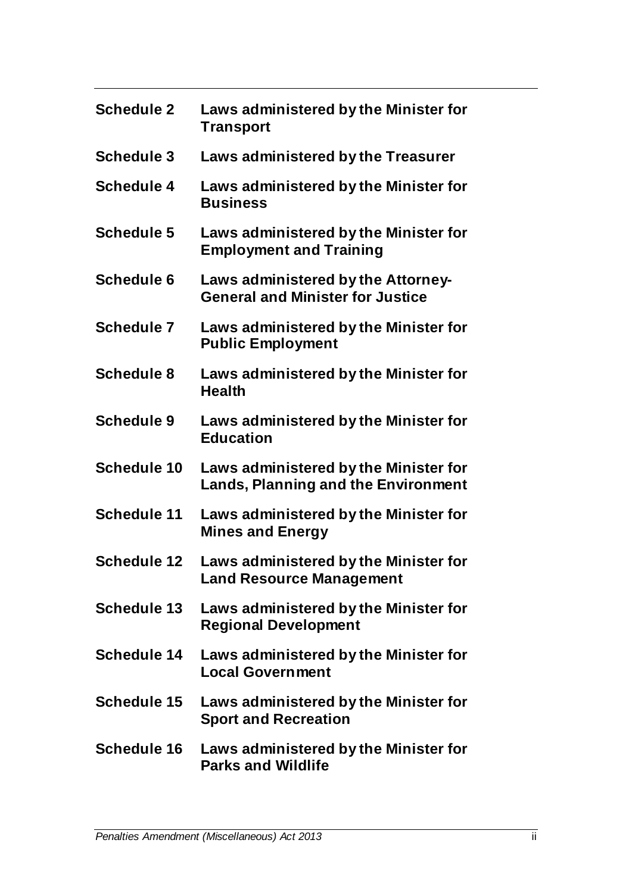**Schedule 2** **Laws administered by the Minister for Transport**

**Schedule 3** **Laws administered by the Treasurer**

**Schedule 4** **Laws administered by the Minister for Business**

**Schedule 5** **Laws administered by the Minister for Employment and Training**

**Schedule 6** **Laws administered by the Attorney-General and Minister for Justice**

**Schedule 7** **Laws administered by the Minister for Public Employment**

**Schedule 8** **Laws administered by the Minister for Health**

**Schedule 9** **Laws administered by the Minister for Education**

**Schedule 10** **Laws administered by the Minister for Lands, Planning and the Environment**

**Schedule 11** **Laws administered by the Minister for Mines and Energy**

**Schedule 12** **Laws administered by the Minister for Land Resource Management**

**Schedule 13** **Laws administered by the Minister for Regional Development**

**Schedule 14** **Laws administered by the Minister for Local Government**

**Schedule 15** **Laws administered by the Minister for Sport and Recreation**

**Schedule 16** **Laws administered by the Minister for Parks and Wildlife**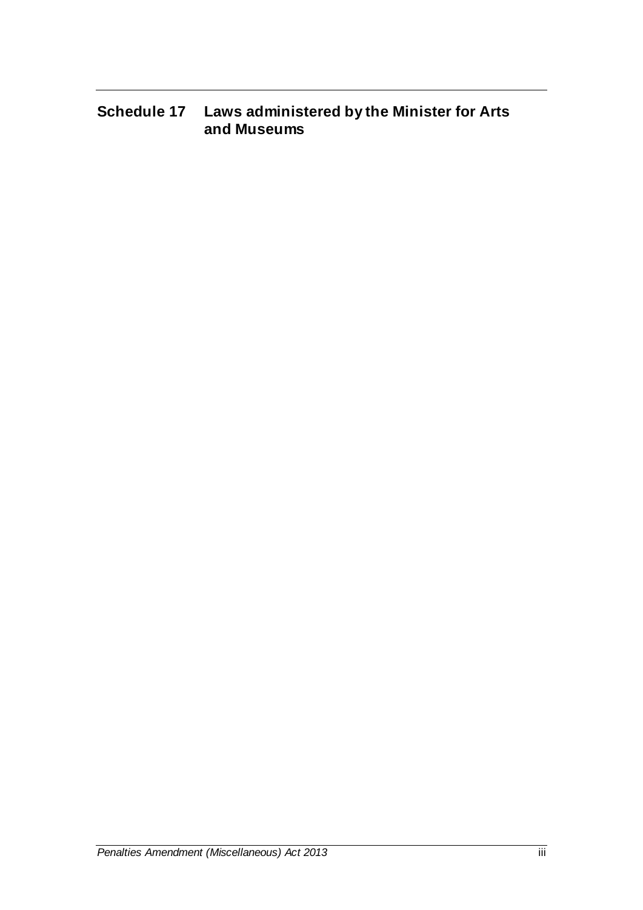## Schedule 17 Laws administered by the Minister for Arts and Museums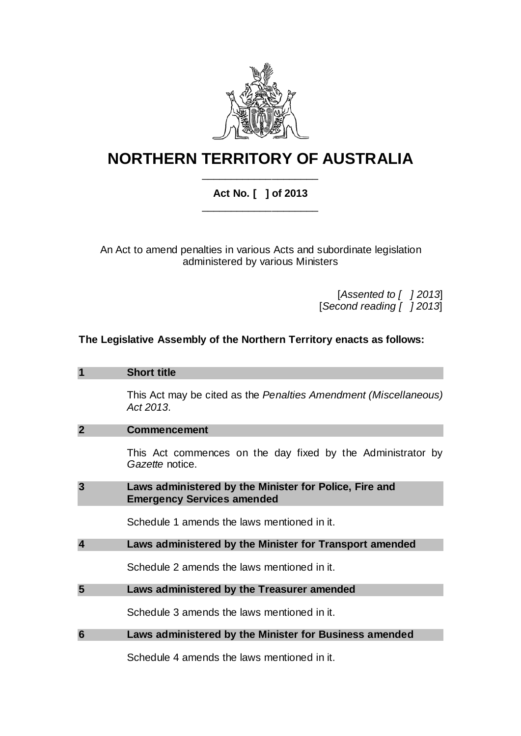# NORTHERN TERRITORY OF AUSTRALIA

**Act No. [ ] of 2013**

An Act to amend penalties in various Acts and subordinate legislation administered by various Ministers

[*Assented to [ ] 2013*]
[*Second reading [ ] 2013*]

**The Legislative Assembly of the Northern Territory enacts as follows:**

### 1 Short title

This Act may be cited as the *Penalties Amendment (Miscellaneous) Act 2013*.

### 2 Commencement

This Act commences on the day fixed by the Administrator by *Gazette* notice.

### 3 Laws administered by the Minister for Police, Fire and Emergency Services amended

Schedule 1 amends the laws mentioned in it.

### 4 Laws administered by the Minister for Transport amended

Schedule 2 amends the laws mentioned in it.

### 5 Laws administered by the Treasurer amended

Schedule 3 amends the laws mentioned in it.

### 6 Laws administered by the Minister for Business amended

Schedule 4 amends the laws mentioned in it.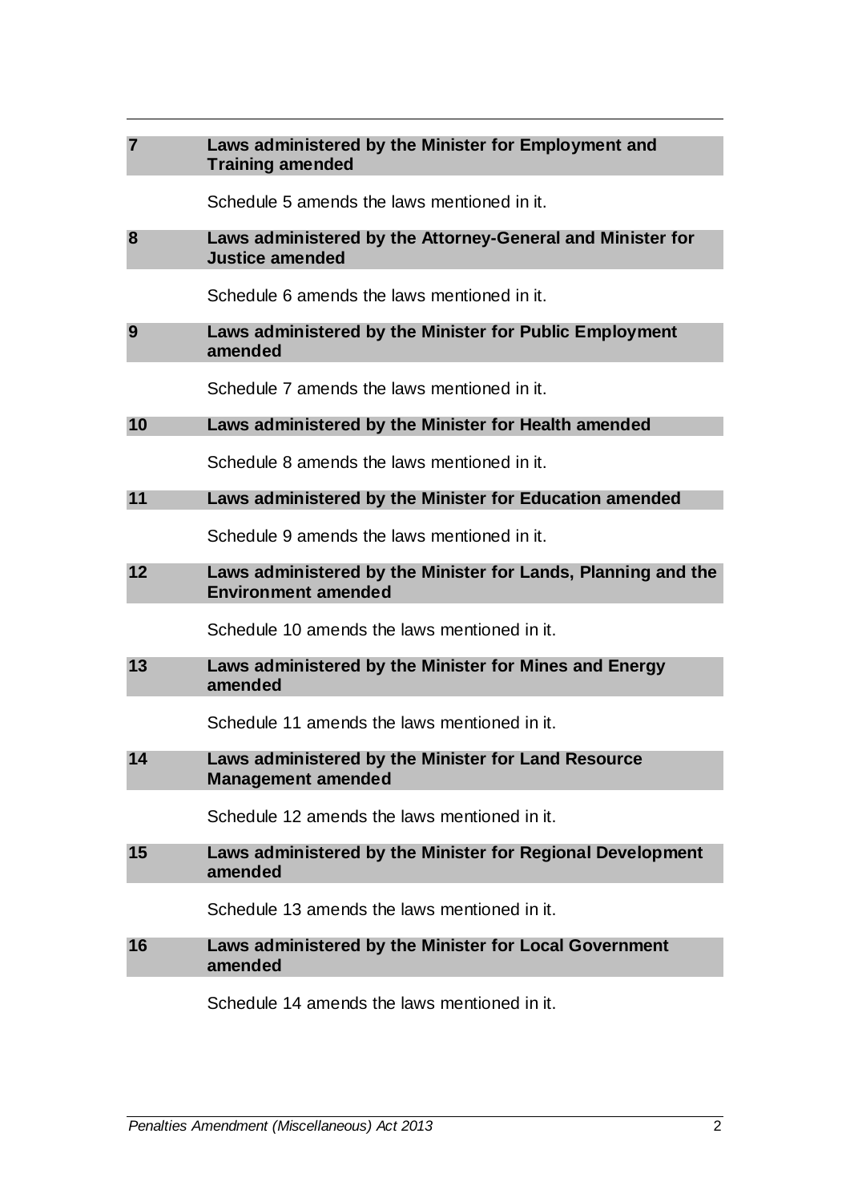### 7 Laws administered by the Minister for Employment and Training amended

Schedule 5 amends the laws mentioned in it.

### 8 Laws administered by the Attorney-General and Minister for Justice amended

Schedule 6 amends the laws mentioned in it.

### 9 Laws administered by the Minister for Public Employment amended

Schedule 7 amends the laws mentioned in it.

### 10 Laws administered by the Minister for Health amended

Schedule 8 amends the laws mentioned in it.

### 11 Laws administered by the Minister for Education amended

Schedule 9 amends the laws mentioned in it.

### 12 Laws administered by the Minister for Lands, Planning and the Environment amended

Schedule 10 amends the laws mentioned in it.

### 13 Laws administered by the Minister for Mines and Energy amended

Schedule 11 amends the laws mentioned in it.

### 14 Laws administered by the Minister for Land Resource Management amended

Schedule 12 amends the laws mentioned in it.

### 15 Laws administered by the Minister for Regional Development amended

Schedule 13 amends the laws mentioned in it.

### 16 Laws administered by the Minister for Local Government amended

Schedule 14 amends the laws mentioned in it.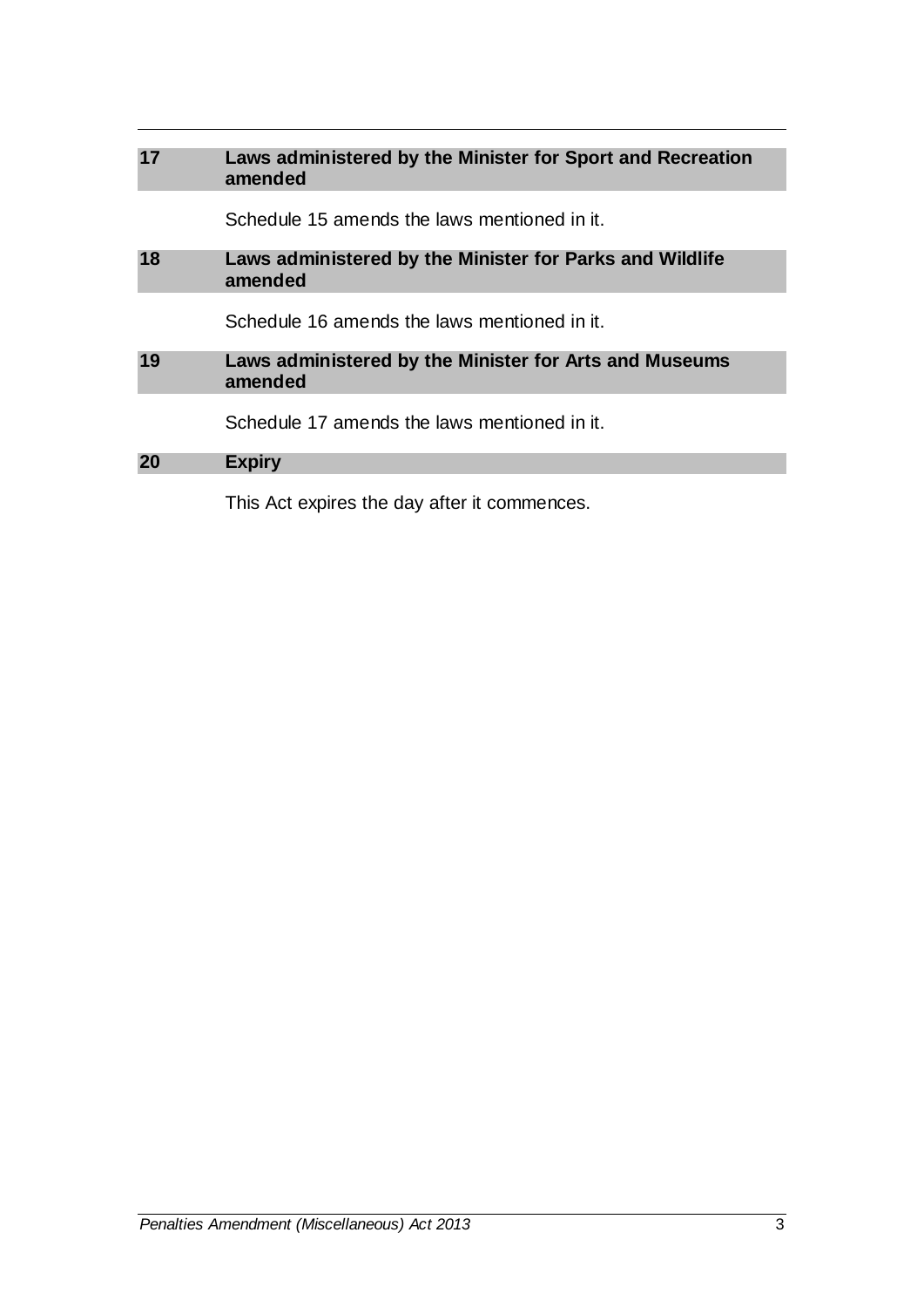### 17 Laws administered by the Minister for Sport and Recreation amended

Schedule 15 amends the laws mentioned in it.

### 18 Laws administered by the Minister for Parks and Wildlife amended

Schedule 16 amends the laws mentioned in it.

### 19 Laws administered by the Minister for Arts and Museums amended

Schedule 17 amends the laws mentioned in it.

### 20 Expiry

This Act expires the day after it commences.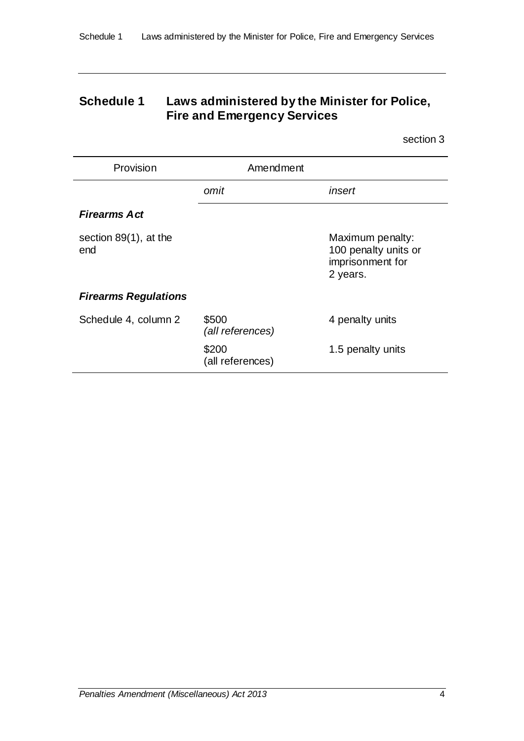## Schedule 1 Laws administered by the Minister for Police, Fire and Emergency Services

section 3

| Provision | Amendment | |
|---|---|---|
| | *omit* | *insert* |
| ***Firearms Act*** | | |
| section 89(1), at the end | | Maximum penalty: 100 penalty units or imprisonment for 2 years. |
| ***Firearms Regulations*** | | |
| Schedule 4, column 2 | $500 *(all references)* | 4 penalty units |
| | $200 (all references) | 1.5 penalty units |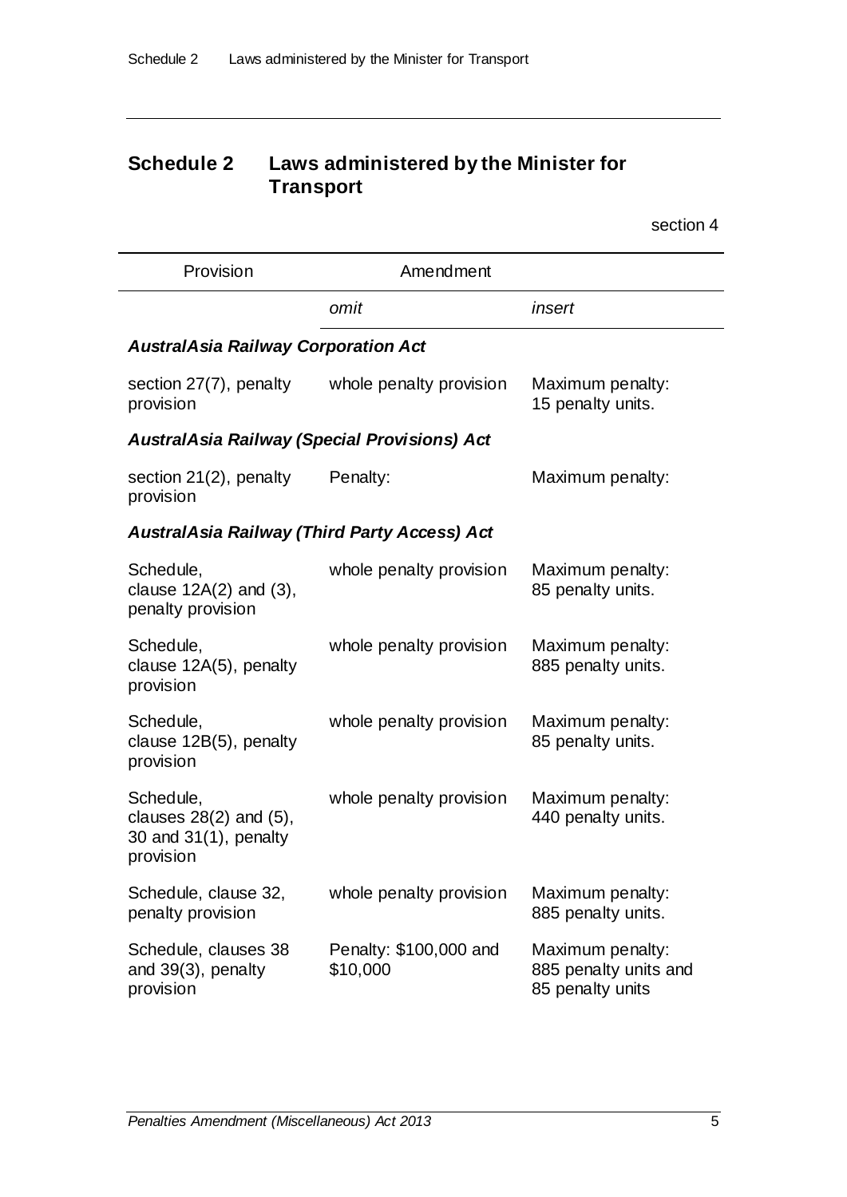## Schedule 2 Laws administered by the Minister for Transport

section 4

| Provision | Amendment | |
| --- | --- | --- |
| | *omit* | *insert* |
| ***AustralAsia Railway Corporation Act*** | | |
| section 27(7), penalty provision | whole penalty provision | Maximum penalty: 15 penalty units. |
| ***AustralAsia Railway (Special Provisions) Act*** | | |
| section 21(2), penalty provision | Penalty: | Maximum penalty: |
| ***AustralAsia Railway (Third Party Access) Act*** | | |
| Schedule, clause 12A(2) and (3), penalty provision | whole penalty provision | Maximum penalty: 85 penalty units. |
| Schedule, clause 12A(5), penalty provision | whole penalty provision | Maximum penalty: 885 penalty units. |
| Schedule, clause 12B(5), penalty provision | whole penalty provision | Maximum penalty: 85 penalty units. |
| Schedule, clauses 28(2) and (5), 30 and 31(1), penalty provision | whole penalty provision | Maximum penalty: 440 penalty units. |
| Schedule, clause 32, penalty provision | whole penalty provision | Maximum penalty: 885 penalty units. |
| Schedule, clauses 38 and 39(3), penalty provision | Penalty: $100,000 and $10,000 | Maximum penalty: 885 penalty units and 85 penalty units |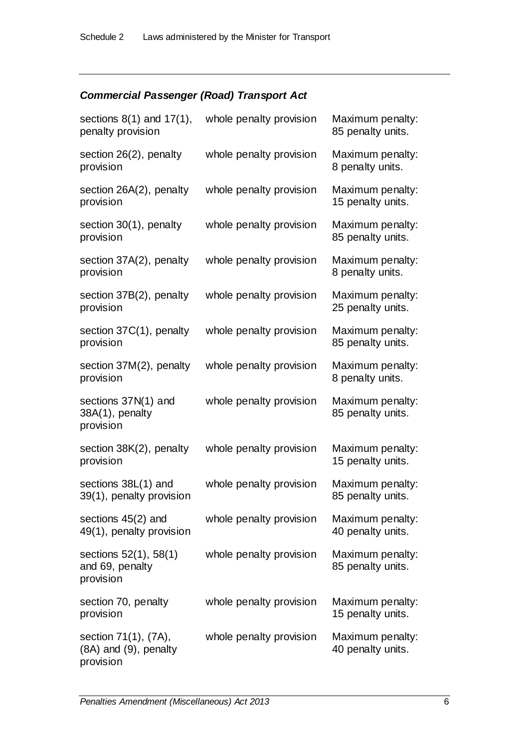### *Commercial Passenger (Road) Transport Act*

| | | |
|---|---|---|
| sections 8(1) and 17(1), penalty provision | whole penalty provision | Maximum penalty: 85 penalty units. |
| section 26(2), penalty provision | whole penalty provision | Maximum penalty: 8 penalty units. |
| section 26A(2), penalty provision | whole penalty provision | Maximum penalty: 15 penalty units. |
| section 30(1), penalty provision | whole penalty provision | Maximum penalty: 85 penalty units. |
| section 37A(2), penalty provision | whole penalty provision | Maximum penalty: 8 penalty units. |
| section 37B(2), penalty provision | whole penalty provision | Maximum penalty: 25 penalty units. |
| section 37C(1), penalty provision | whole penalty provision | Maximum penalty: 85 penalty units. |
| section 37M(2), penalty provision | whole penalty provision | Maximum penalty: 8 penalty units. |
| sections 37N(1) and 38A(1), penalty provision | whole penalty provision | Maximum penalty: 85 penalty units. |
| section 38K(2), penalty provision | whole penalty provision | Maximum penalty: 15 penalty units. |
| sections 38L(1) and 39(1), penalty provision | whole penalty provision | Maximum penalty: 85 penalty units. |
| sections 45(2) and 49(1), penalty provision | whole penalty provision | Maximum penalty: 40 penalty units. |
| sections 52(1), 58(1) and 69, penalty provision | whole penalty provision | Maximum penalty: 85 penalty units. |
| section 70, penalty provision | whole penalty provision | Maximum penalty: 15 penalty units. |
| section 71(1), (7A), (8A) and (9), penalty provision | whole penalty provision | Maximum penalty: 40 penalty units. |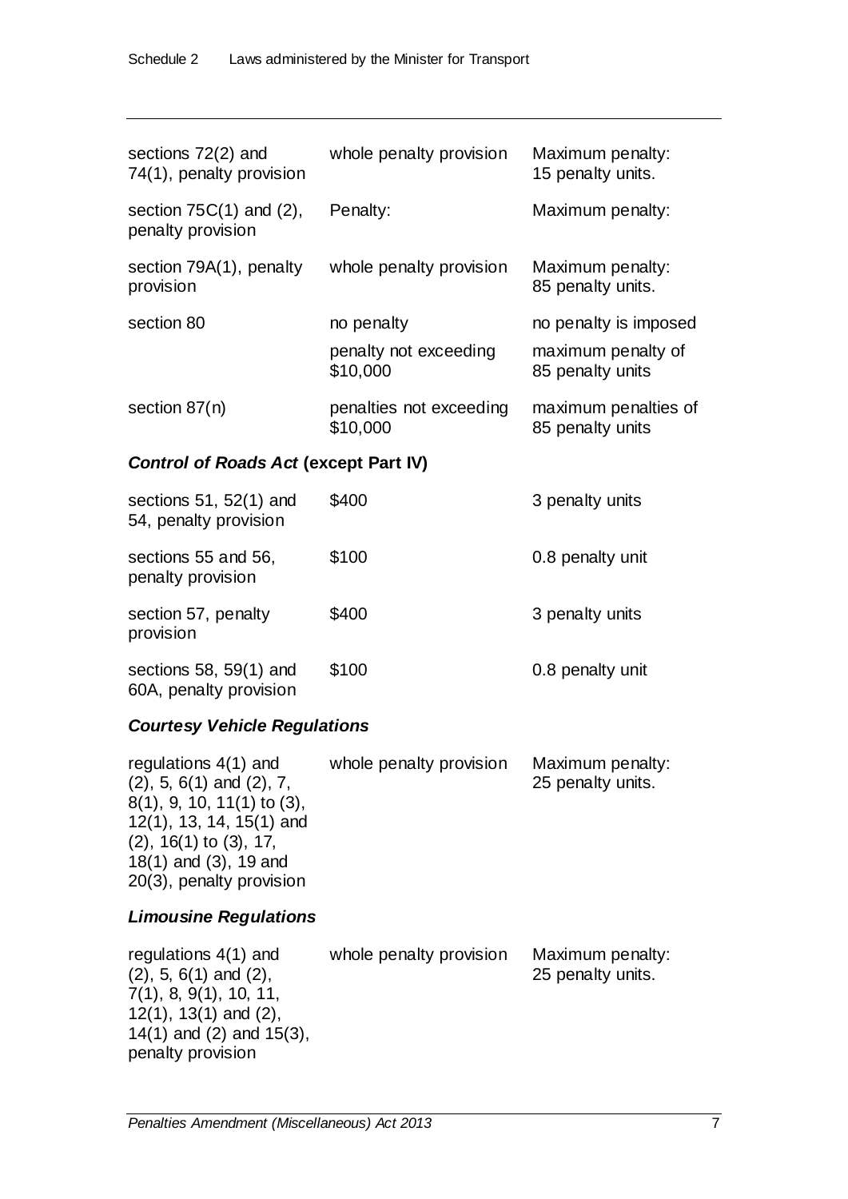| | | |
|---|---|---|
| sections 72(2) and 74(1), penalty provision | whole penalty provision | Maximum penalty: 15 penalty units. |
| section 75C(1) and (2), penalty provision | Penalty: | Maximum penalty: |
| section 79A(1), penalty provision | whole penalty provision | Maximum penalty: 85 penalty units. |
| section 80 | no penalty | no penalty is imposed |
| | penalty not exceeding $10,000 | maximum penalty of 85 penalty units |
| section 87(n) | penalties not exceeding $10,000 | maximum penalties of 85 penalty units |

### *Control of Roads Act* (except Part IV)

| | | |
|---|---|---|
| sections 51, 52(1) and 54, penalty provision | $400 | 3 penalty units |
| sections 55 and 56, penalty provision | $100 | 0.8 penalty unit |
| section 57, penalty provision | $400 | 3 penalty units |
| sections 58, 59(1) and 60A, penalty provision | $100 | 0.8 penalty unit |

### *Courtesy Vehicle Regulations*

| | | |
|---|---|---|
| regulations 4(1) and (2), 5, 6(1) and (2), 7, 8(1), 9, 10, 11(1) to (3), 12(1), 13, 14, 15(1) and (2), 16(1) to (3), 17, 18(1) and (3), 19 and 20(3), penalty provision | whole penalty provision | Maximum penalty: 25 penalty units. |

### *Limousine Regulations*

| | | |
|---|---|---|
| regulations 4(1) and (2), 5, 6(1) and (2), 7(1), 8, 9(1), 10, 11, 12(1), 13(1) and (2), 14(1) and (2) and 15(3), penalty provision | whole penalty provision | Maximum penalty: 25 penalty units. |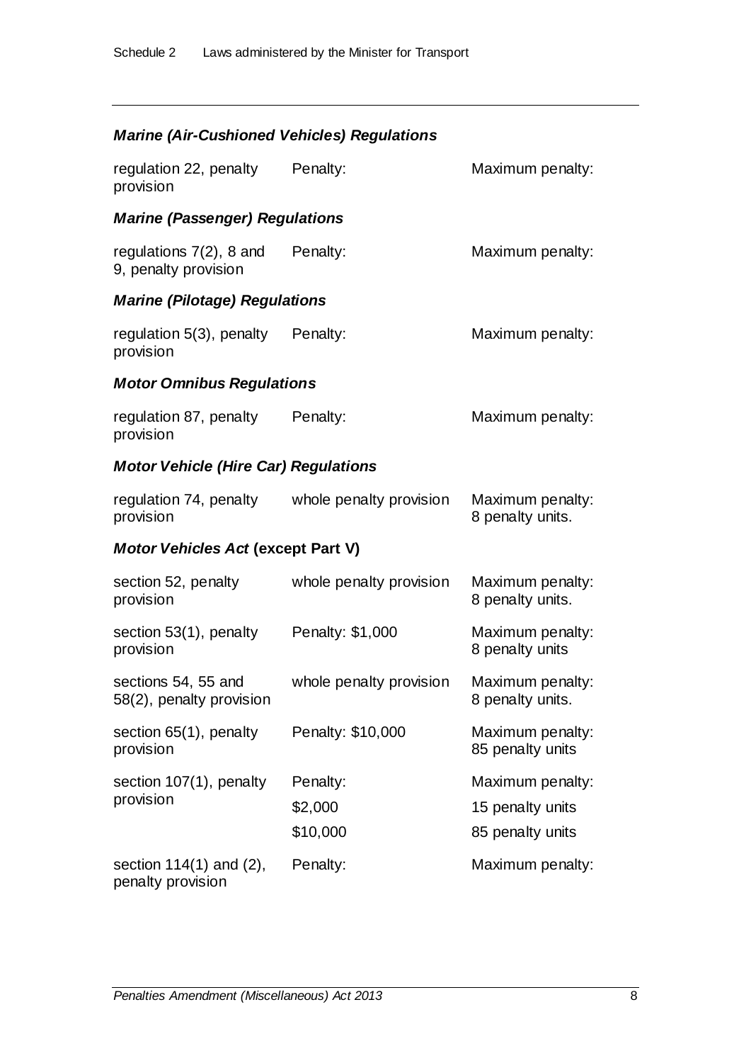***Marine (Air-Cushioned Vehicles) Regulations***

| | | |
|---|---|---|
| regulation 22, penalty provision | Penalty: | Maximum penalty: |

***Marine (Passenger) Regulations***

| | | |
|---|---|---|
| regulations 7(2), 8 and 9, penalty provision | Penalty: | Maximum penalty: |

***Marine (Pilotage) Regulations***

| | | |
|---|---|---|
| regulation 5(3), penalty provision | Penalty: | Maximum penalty: |

***Motor Omnibus Regulations***

| | | |
|---|---|---|
| regulation 87, penalty provision | Penalty: | Maximum penalty: |

***Motor Vehicle (Hire Car) Regulations***

| | | |
|---|---|---|
| regulation 74, penalty provision | whole penalty provision | Maximum penalty: 8 penalty units. |

***Motor Vehicles Act* (except Part V)**

| | | |
|---|---|---|
| section 52, penalty provision | whole penalty provision | Maximum penalty: 8 penalty units. |
| section 53(1), penalty provision | Penalty: $1,000 | Maximum penalty: 8 penalty units |
| sections 54, 55 and 58(2), penalty provision | whole penalty provision | Maximum penalty: 8 penalty units. |
| section 65(1), penalty provision | Penalty: $10,000 | Maximum penalty: 85 penalty units |
| section 107(1), penalty provision | Penalty: | Maximum penalty: |
| | $2,000 | 15 penalty units |
| | $10,000 | 85 penalty units |
| section 114(1) and (2), penalty provision | Penalty: | Maximum penalty: |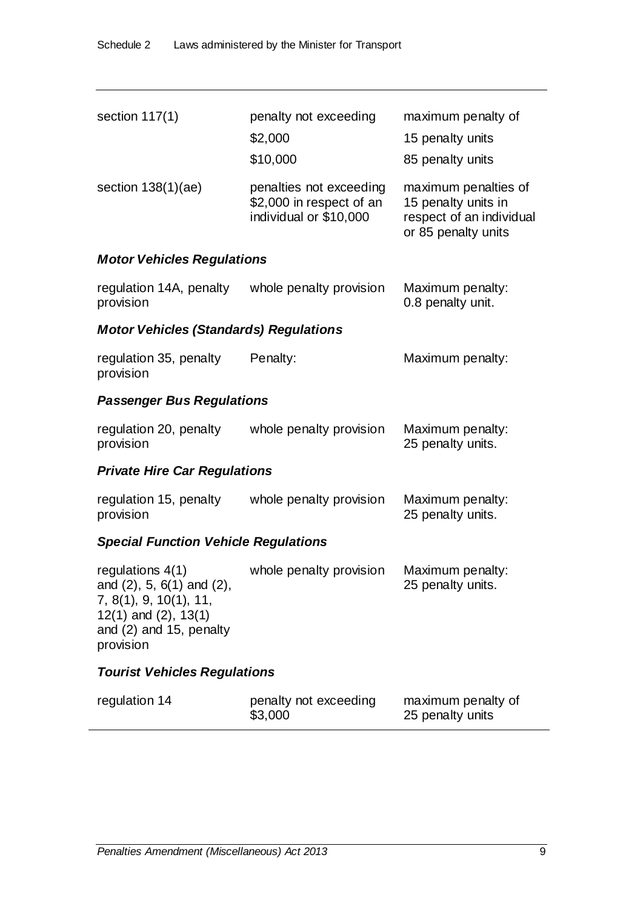| | | |
|---|---|---|
| section 117(1) | penalty not exceeding<br>$2,000<br>$10,000 | maximum penalty of<br>15 penalty units<br>85 penalty units |
| section 138(1)(ae) | penalties not exceeding $2,000 in respect of an individual or $10,000 | maximum penalties of 15 penalty units in respect of an individual or 85 penalty units |

***Motor Vehicles Regulations***

| | | |
|---|---|---|
| regulation 14A, penalty provision | whole penalty provision | Maximum penalty: 0.8 penalty unit. |

***Motor Vehicles (Standards) Regulations***

| | | |
|---|---|---|
| regulation 35, penalty provision | Penalty: | Maximum penalty: |

***Passenger Bus Regulations***

| | | |
|---|---|---|
| regulation 20, penalty provision | whole penalty provision | Maximum penalty: 25 penalty units. |

***Private Hire Car Regulations***

| | | |
|---|---|---|
| regulation 15, penalty provision | whole penalty provision | Maximum penalty: 25 penalty units. |

***Special Function Vehicle Regulations***

| | | |
|---|---|---|
| regulations 4(1) and (2), 5, 6(1) and (2), 7, 8(1), 9, 10(1), 11, 12(1) and (2), 13(1) and (2) and 15, penalty provision | whole penalty provision | Maximum penalty: 25 penalty units. |

***Tourist Vehicles Regulations***

| | | |
|---|---|---|
| regulation 14 | penalty not exceeding $3,000 | maximum penalty of 25 penalty units |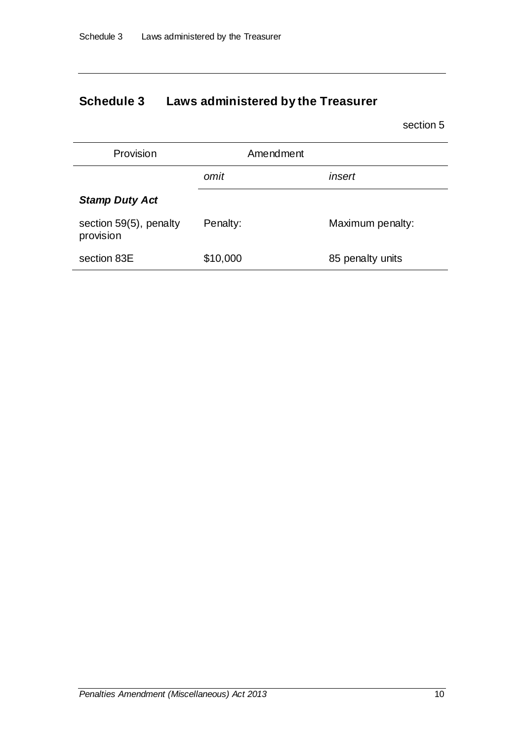## Schedule 3 Laws administered by the Treasurer

section 5

| Provision | Amendment | |
|---|---|---|
| | *omit* | *insert* |
| ***Stamp Duty Act*** | | |
| section 59(5), penalty provision | Penalty: | Maximum penalty: |
| section 83E | $10,000 | 85 penalty units |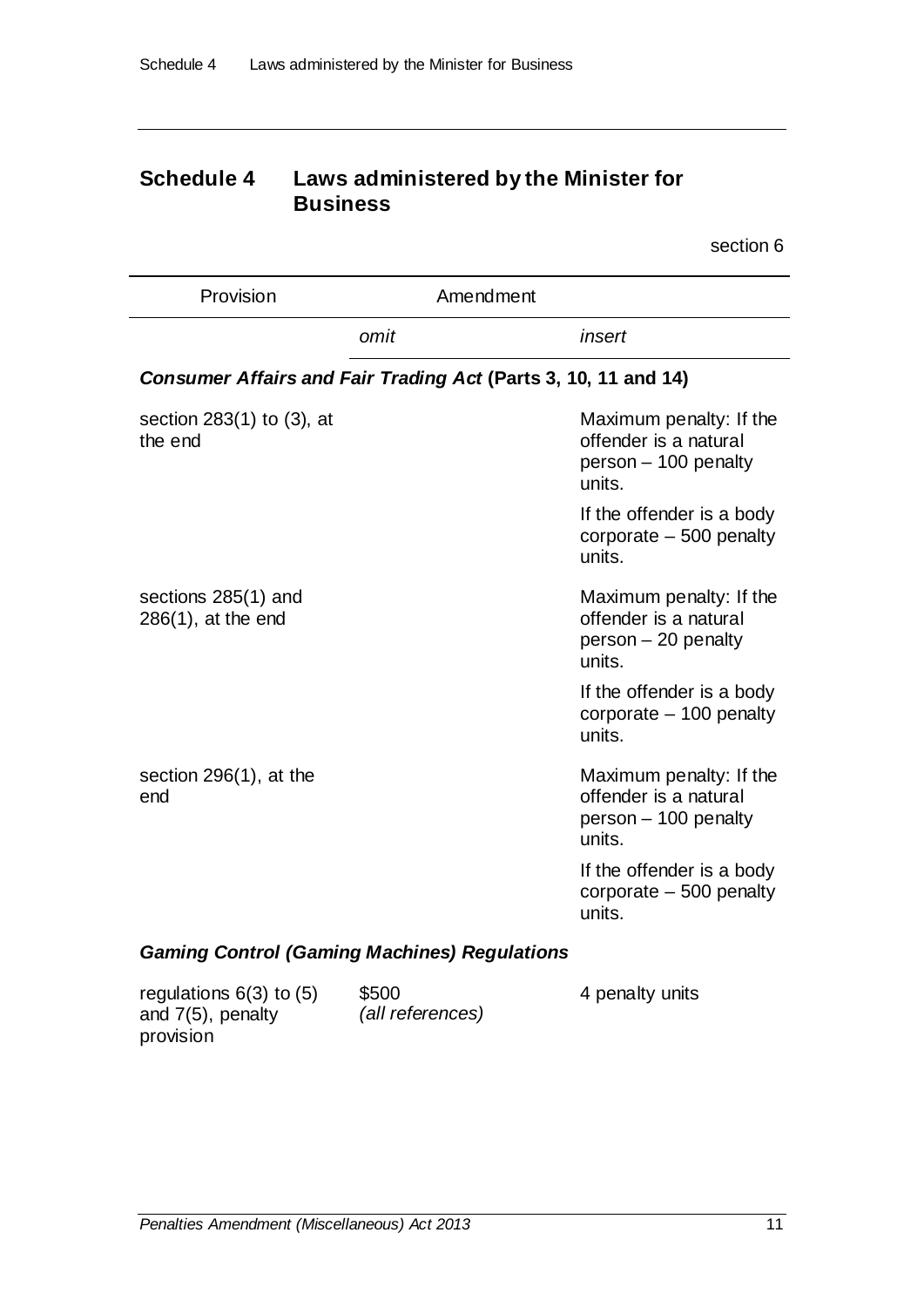## Schedule 4 Laws administered by the Minister for Business

section 6

| Provision | Amendment | |
|---|---|---|
| | *omit* | *insert* |
| ***Consumer Affairs and Fair Trading Act* (Parts 3, 10, 11 and 14)** | | |
| section 283(1) to (3), at the end | | Maximum penalty: If the offender is a natural person – 100 penalty units. If the offender is a body corporate – 500 penalty units. |
| sections 285(1) and 286(1), at the end | | Maximum penalty: If the offender is a natural person – 20 penalty units. If the offender is a body corporate – 100 penalty units. |
| section 296(1), at the end | | Maximum penalty: If the offender is a natural person – 100 penalty units. If the offender is a body corporate – 500 penalty units. |
| ***Gaming Control (Gaming Machines) Regulations*** | | |
| regulations 6(3) to (5) and 7(5), penalty provision | $500 *(all references)* | 4 penalty units |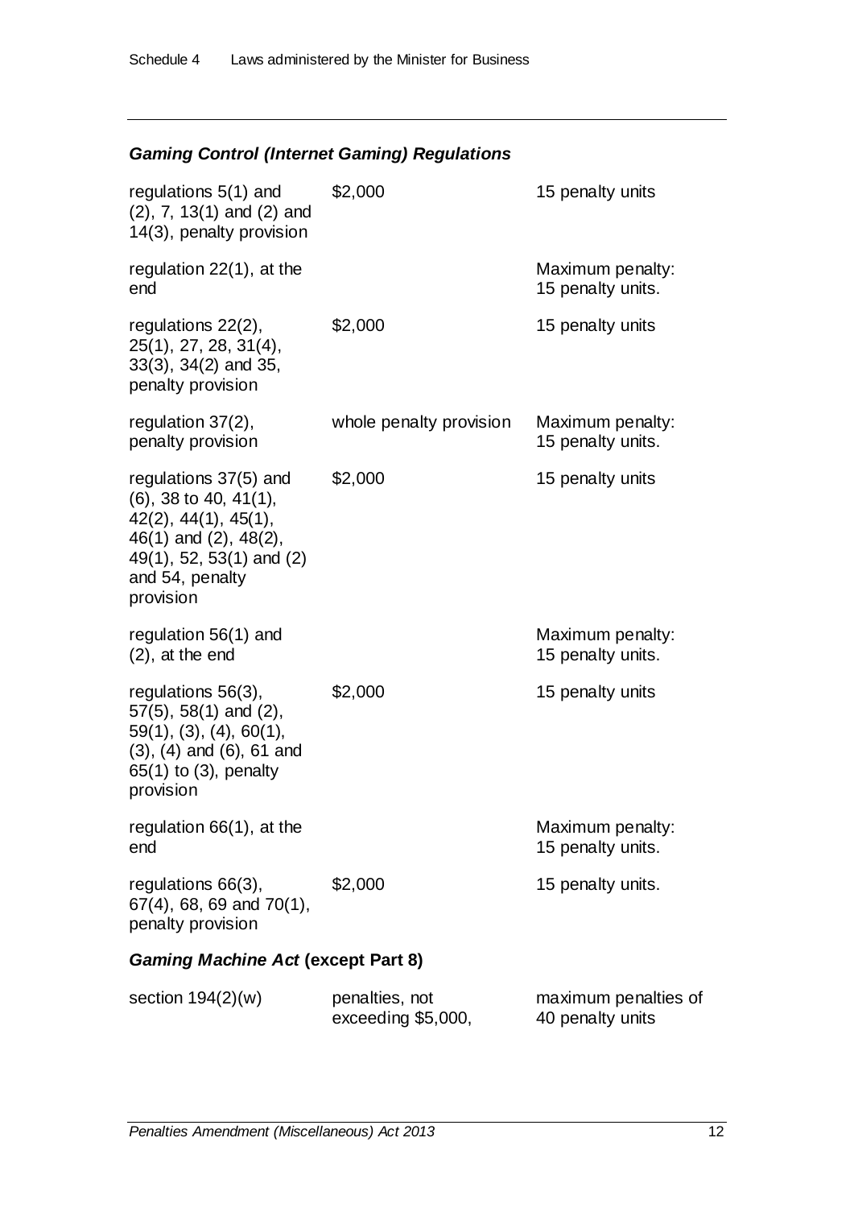### *Gaming Control (Internet Gaming) Regulations*

| | | |
|---|---|---|
| regulations 5(1) and (2), 7, 13(1) and (2) and 14(3), penalty provision | $2,000 | 15 penalty units |
| regulation 22(1), at the end | | Maximum penalty: 15 penalty units. |
| regulations 22(2), 25(1), 27, 28, 31(4), 33(3), 34(2) and 35, penalty provision | $2,000 | 15 penalty units |
| regulation 37(2), penalty provision | whole penalty provision | Maximum penalty: 15 penalty units. |
| regulations 37(5) and (6), 38 to 40, 41(1), 42(2), 44(1), 45(1), 46(1) and (2), 48(2), 49(1), 52, 53(1) and (2) and 54, penalty provision | $2,000 | 15 penalty units |
| regulation 56(1) and (2), at the end | | Maximum penalty: 15 penalty units. |
| regulations 56(3), 57(5), 58(1) and (2), 59(1), (3), (4), 60(1), (3), (4) and (6), 61 and 65(1) to (3), penalty provision | $2,000 | 15 penalty units |
| regulation 66(1), at the end | | Maximum penalty: 15 penalty units. |
| regulations 66(3), 67(4), 68, 69 and 70(1), penalty provision | $2,000 | 15 penalty units. |

### *Gaming Machine Act* (except Part 8)

| | | |
|---|---|---|
| section 194(2)(w) | penalties, not exceeding $5,000, | maximum penalties of 40 penalty units |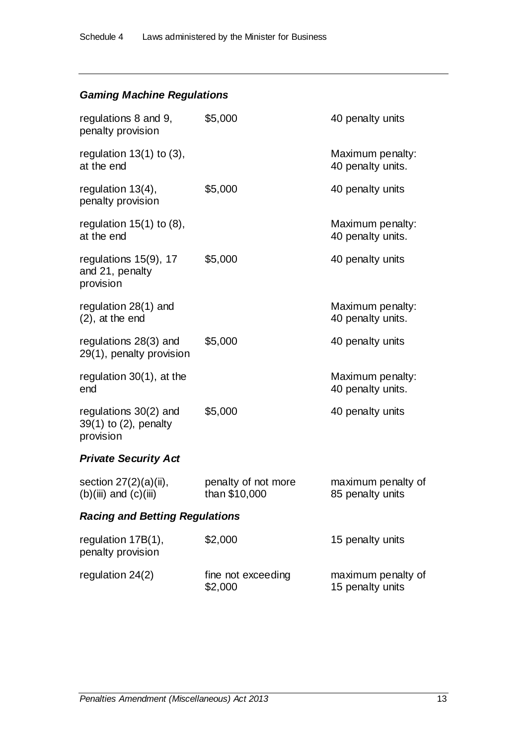### *Gaming Machine Regulations*

| | | |
|---|---|---|
| regulations 8 and 9, penalty provision | $5,000 | 40 penalty units |
| regulation 13(1) to (3), at the end | | Maximum penalty: 40 penalty units. |
| regulation 13(4), penalty provision | $5,000 | 40 penalty units |
| regulation 15(1) to (8), at the end | | Maximum penalty: 40 penalty units. |
| regulations 15(9), 17 and 21, penalty provision | $5,000 | 40 penalty units |
| regulation 28(1) and (2), at the end | | Maximum penalty: 40 penalty units. |
| regulations 28(3) and 29(1), penalty provision | $5,000 | 40 penalty units |
| regulation 30(1), at the end | | Maximum penalty: 40 penalty units. |
| regulations 30(2) and 39(1) to (2), penalty provision | $5,000 | 40 penalty units |

### *Private Security Act*

| | | |
|---|---|---|
| section 27(2)(a)(ii), (b)(iii) and (c)(iii) | penalty of not more than $10,000 | maximum penalty of 85 penalty units |

### *Racing and Betting Regulations*

| | | |
|---|---|---|
| regulation 17B(1), penalty provision | $2,000 | 15 penalty units |
| regulation 24(2) | fine not exceeding $2,000 | maximum penalty of 15 penalty units |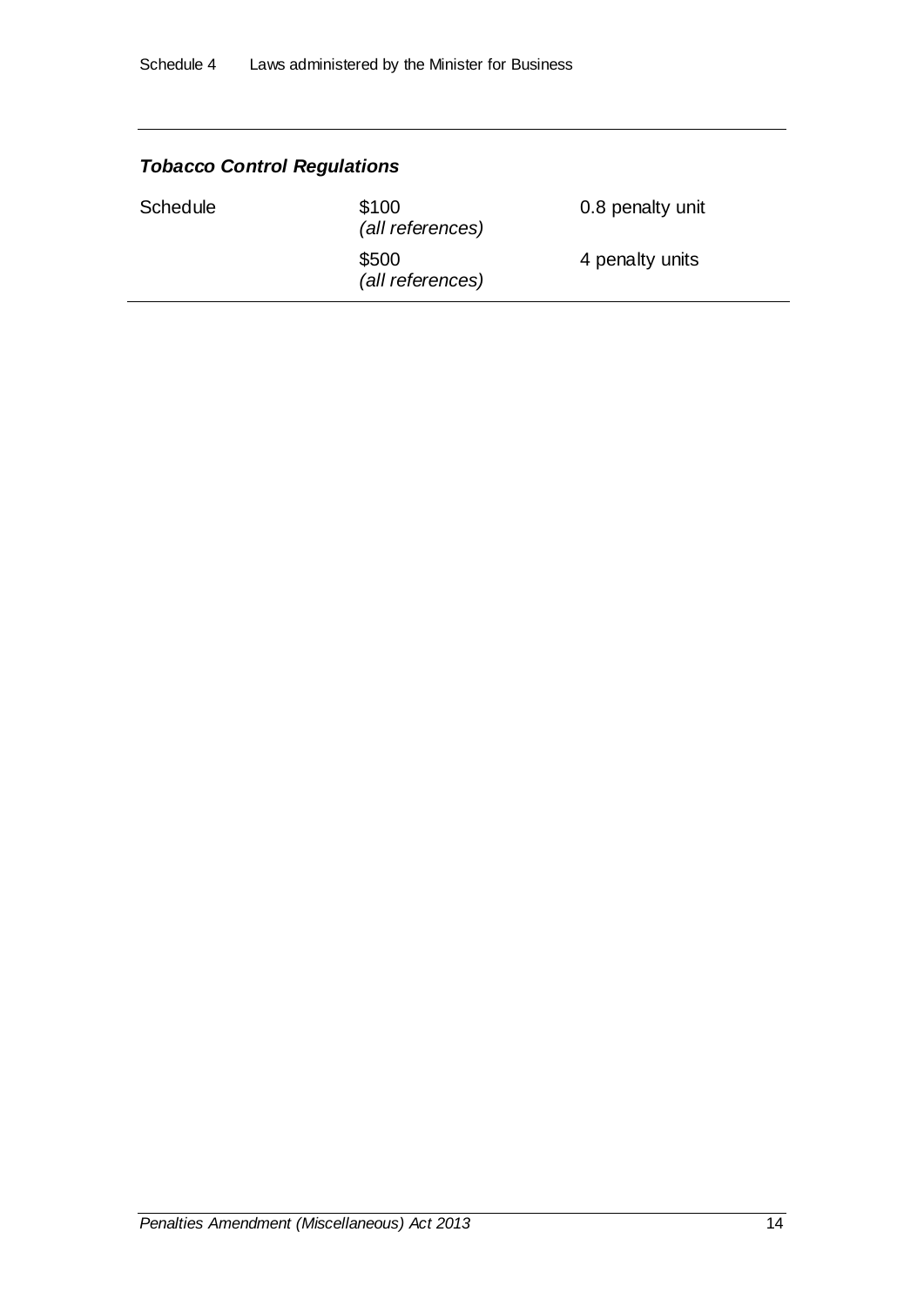### *Tobacco Control Regulations*

| | | |
|---|---|---|
| Schedule | $100 *(all references)* | 0.8 penalty unit |
| | $500 *(all references)* | 4 penalty units |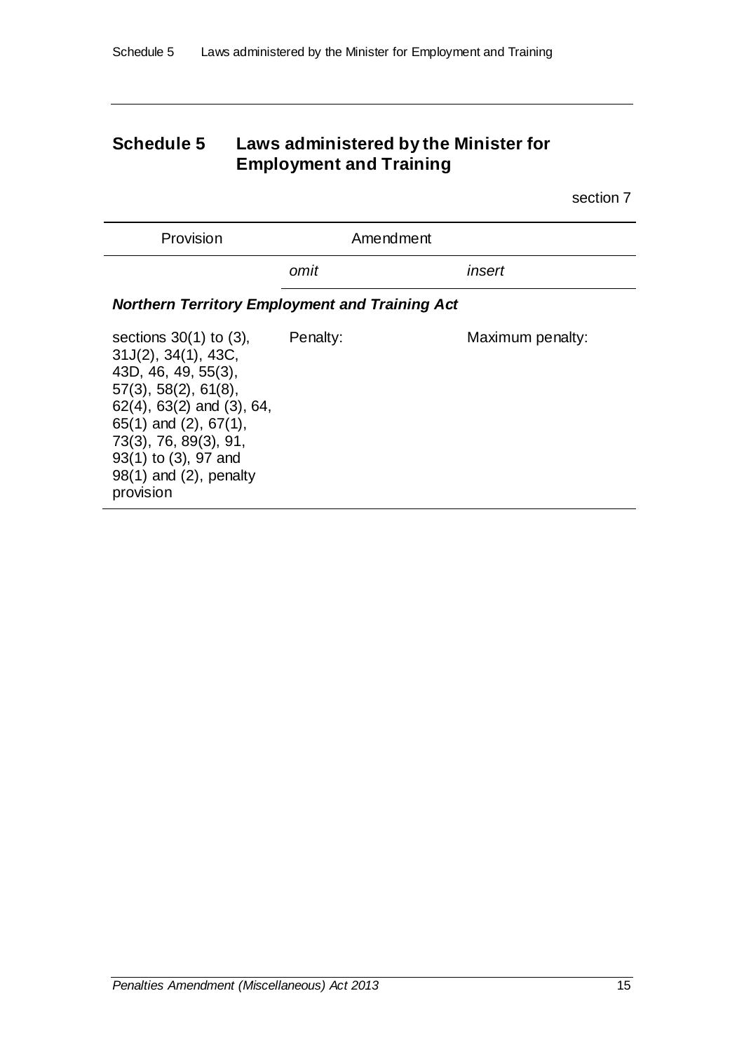# Schedule 5 Laws administered by the Minister for Employment and Training

section 7

| Provision | Amendment | |
|---|---|---|
| | *omit* | *insert* |
| ***Northern Territory Employment and Training Act*** | | |
| sections 30(1) to (3), 31J(2), 34(1), 43C, 43D, 46, 49, 55(3), 57(3), 58(2), 61(8), 62(4), 63(2) and (3), 64, 65(1) and (2), 67(1), 73(3), 76, 89(3), 91, 93(1) to (3), 97 and 98(1) and (2), penalty provision | Penalty: | Maximum penalty: |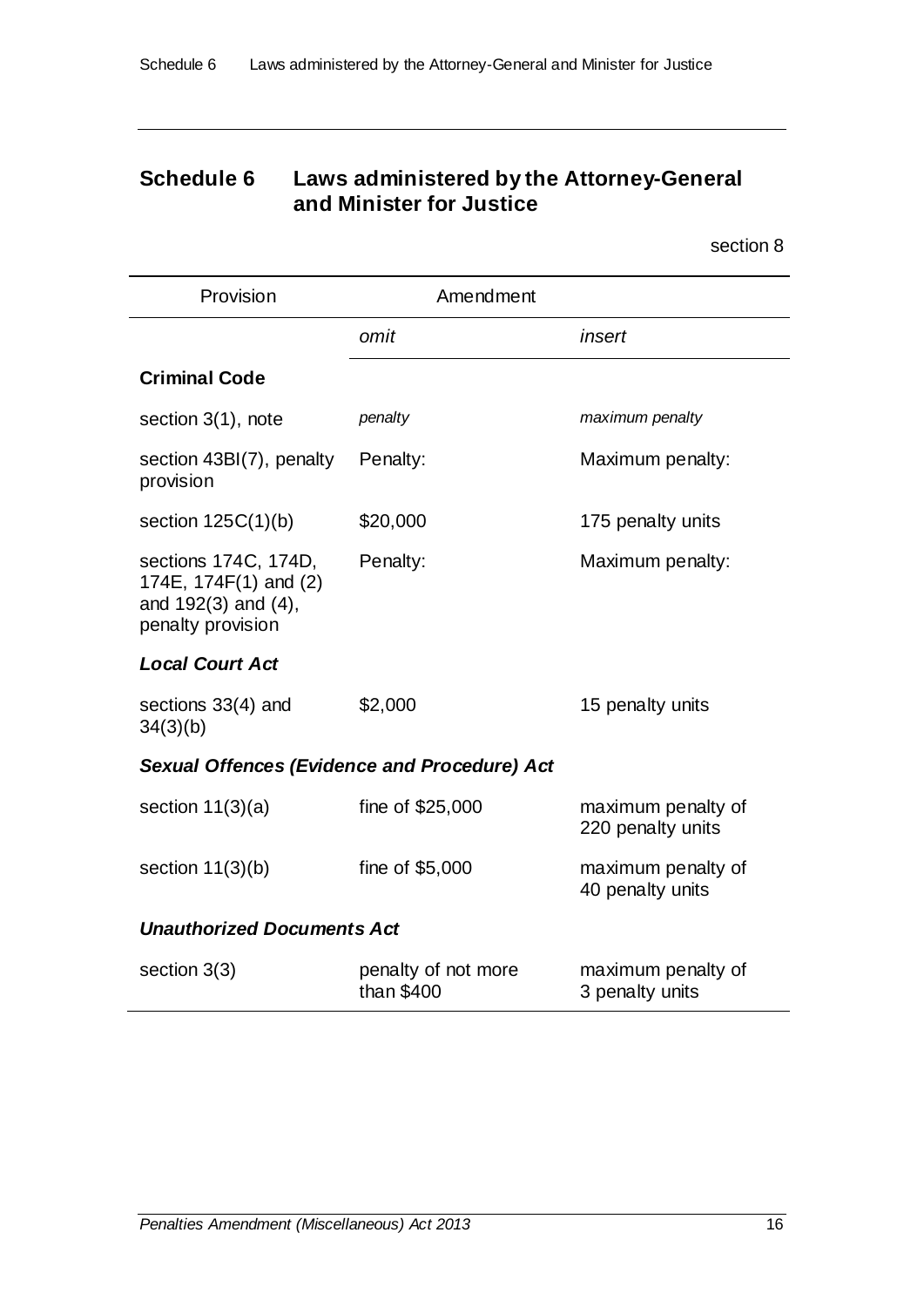## Schedule 6 Laws administered by the Attorney-General and Minister for Justice

section 8

| Provision | Amendment | |
|---|---|---|
| | *omit* | *insert* |
| **Criminal Code** | | |
| section 3(1), note | *penalty* | *maximum penalty* |
| section 43BI(7), penalty provision | Penalty: | Maximum penalty: |
| section 125C(1)(b) | $20,000 | 175 penalty units |
| sections 174C, 174D, 174E, 174F(1) and (2) and 192(3) and (4), penalty provision | Penalty: | Maximum penalty: |
| ***Local Court Act*** | | |
| sections 33(4) and 34(3)(b) | $2,000 | 15 penalty units |
| ***Sexual Offences (Evidence and Procedure) Act*** | | |
| section 11(3)(a) | fine of $25,000 | maximum penalty of 220 penalty units |
| section 11(3)(b) | fine of $5,000 | maximum penalty of 40 penalty units |
| ***Unauthorized Documents Act*** | | |
| section 3(3) | penalty of not more than $400 | maximum penalty of 3 penalty units |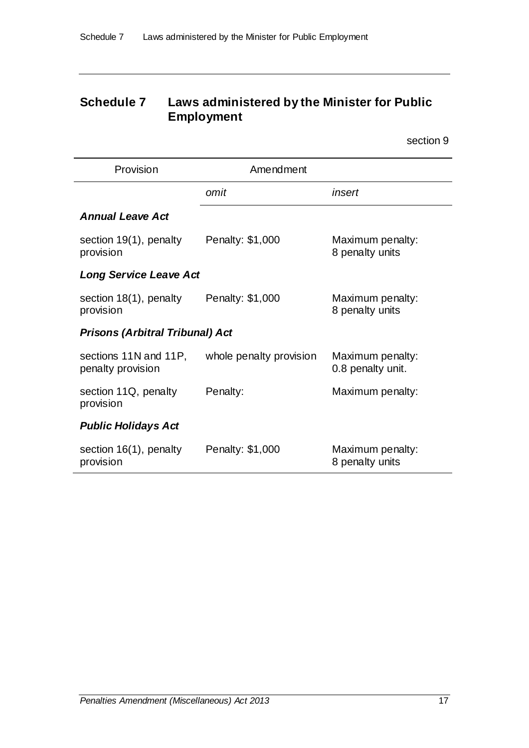# Schedule 7 Laws administered by the Minister for Public Employment

section 9

| Provision | Amendment | |
|---|---|---|
| | *omit* | *insert* |
| ***Annual Leave Act*** | | |
| section 19(1), penalty provision | Penalty: $1,000 | Maximum penalty: 8 penalty units |
| ***Long Service Leave Act*** | | |
| section 18(1), penalty provision | Penalty: $1,000 | Maximum penalty: 8 penalty units |
| ***Prisons (Arbitral Tribunal) Act*** | | |
| sections 11N and 11P, penalty provision | whole penalty provision | Maximum penalty: 0.8 penalty unit. |
| section 11Q, penalty provision | Penalty: | Maximum penalty: |
| ***Public Holidays Act*** | | |
| section 16(1), penalty provision | Penalty: $1,000 | Maximum penalty: 8 penalty units |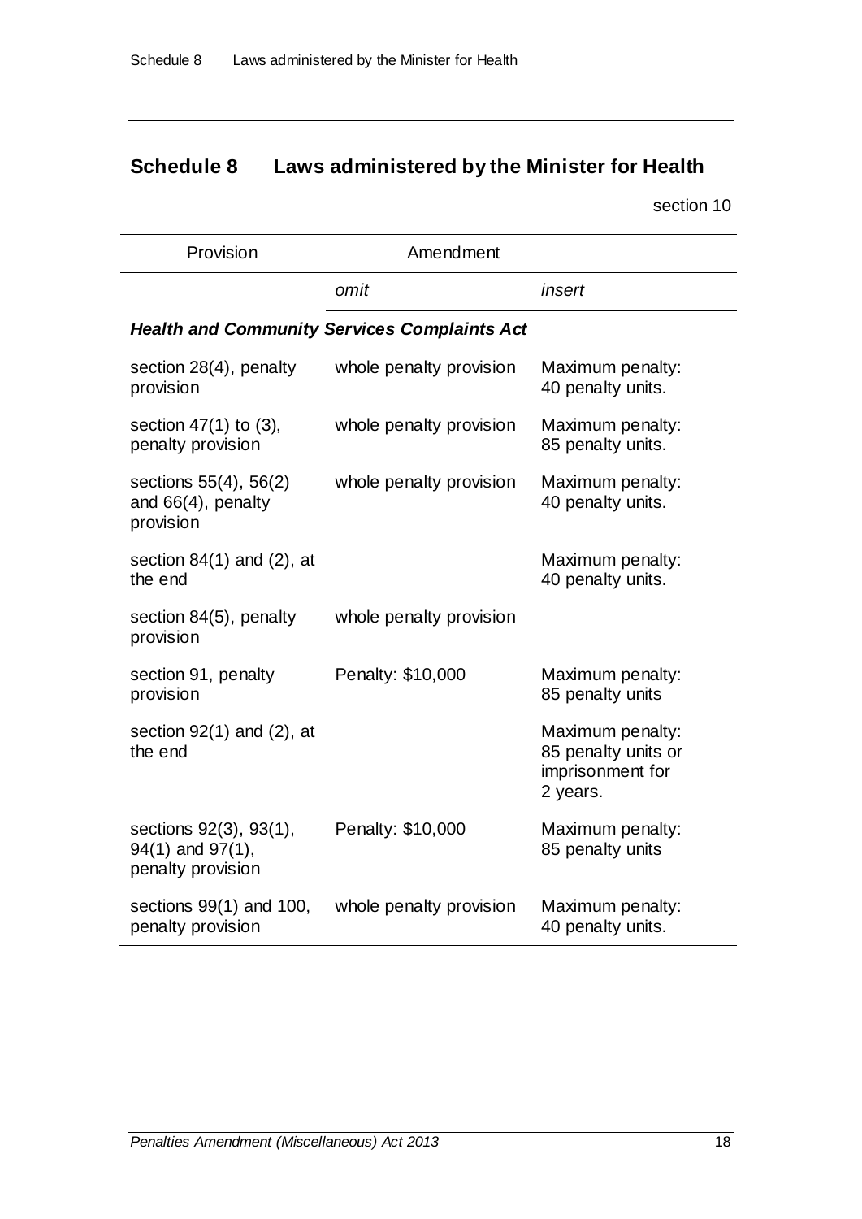## Schedule 8 Laws administered by the Minister for Health

section 10

| Provision | Amendment | |
|---|---|---|
| | *omit* | *insert* |
| ***Health and Community Services Complaints Act*** | | |
| section 28(4), penalty provision | whole penalty provision | Maximum penalty: 40 penalty units. |
| section 47(1) to (3), penalty provision | whole penalty provision | Maximum penalty: 85 penalty units. |
| sections 55(4), 56(2) and 66(4), penalty provision | whole penalty provision | Maximum penalty: 40 penalty units. |
| section 84(1) and (2), at the end | | Maximum penalty: 40 penalty units. |
| section 84(5), penalty provision | whole penalty provision | |
| section 91, penalty provision | Penalty: $10,000 | Maximum penalty: 85 penalty units |
| section 92(1) and (2), at the end | | Maximum penalty: 85 penalty units or imprisonment for 2 years. |
| sections 92(3), 93(1), 94(1) and 97(1), penalty provision | Penalty: $10,000 | Maximum penalty: 85 penalty units |
| sections 99(1) and 100, penalty provision | whole penalty provision | Maximum penalty: 40 penalty units. |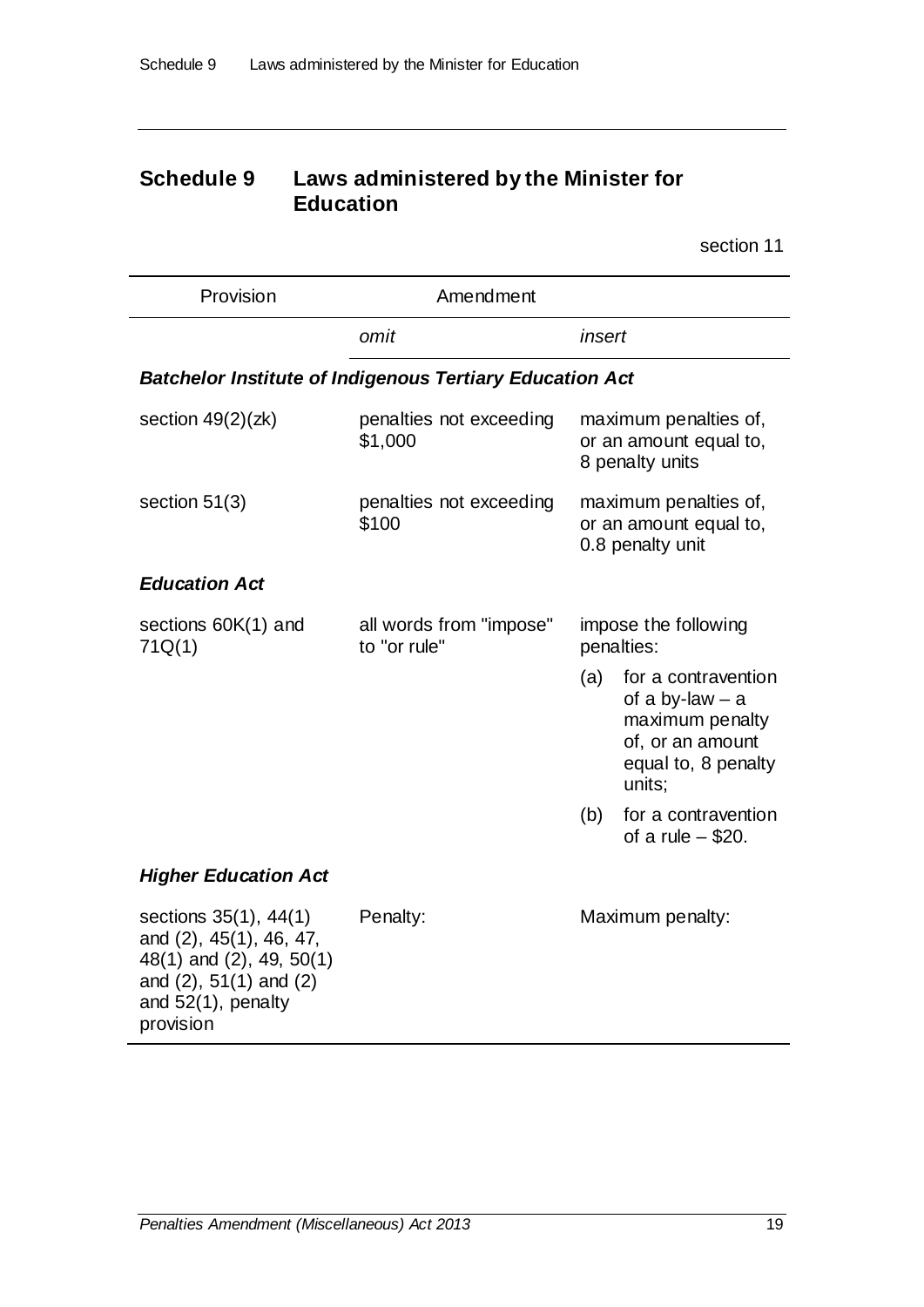## Schedule 9 Laws administered by the Minister for Education

section 11

| Provision | Amendment | |
|---|---|---|
| | *omit* | *insert* |
| ***Batchelor Institute of Indigenous Tertiary Education Act*** | | |
| section 49(2)(zk) | penalties not exceeding $1,000 | maximum penalties of, or an amount equal to, 8 penalty units |
| section 51(3) | penalties not exceeding $100 | maximum penalties of, or an amount equal to, 0.8 penalty unit |
| ***Education Act*** | | |
| sections 60K(1) and 71Q(1) | all words from "impose" to "or rule" | impose the following penalties:<br>(a) for a contravention of a by-law – a maximum penalty of, or an amount equal to, 8 penalty units;<br>(b) for a contravention of a rule – $20. |
| ***Higher Education Act*** | | |
| sections 35(1), 44(1) and (2), 45(1), 46, 47, 48(1) and (2), 49, 50(1) and (2), 51(1) and (2) and 52(1), penalty provision | Penalty: | Maximum penalty: |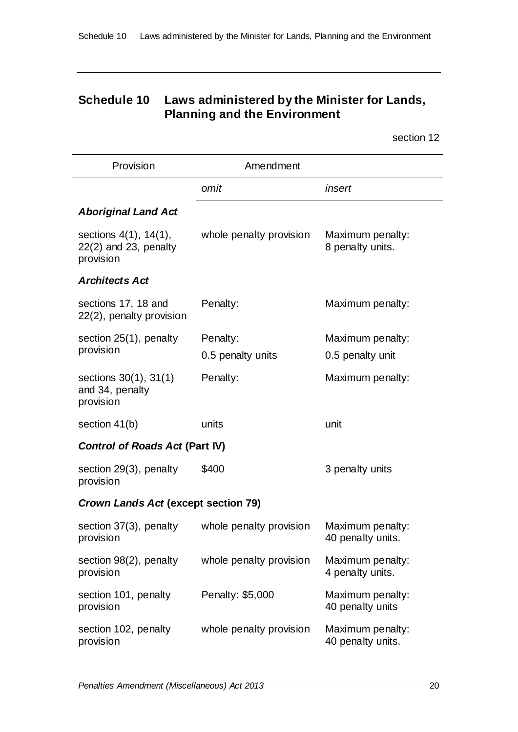## Schedule 10 Laws administered by the Minister for Lands, Planning and the Environment

section 12

| Provision | Amendment | |
|---|---|---|
| | *omit* | *insert* |
| ***Aboriginal Land Act*** | | |
| sections 4(1), 14(1), 22(2) and 23, penalty provision | whole penalty provision | Maximum penalty: 8 penalty units. |
| ***Architects Act*** | | |
| sections 17, 18 and 22(2), penalty provision | Penalty: | Maximum penalty: |
| section 25(1), penalty provision | Penalty:<br>0.5 penalty units | Maximum penalty:<br>0.5 penalty unit |
| sections 30(1), 31(1) and 34, penalty provision | Penalty: | Maximum penalty: |
| section 41(b) | units | unit |
| ***Control of Roads Act* (Part IV)** | | |
| section 29(3), penalty provision | $400 | 3 penalty units |
| ***Crown Lands Act* (except section 79)** | | |
| section 37(3), penalty provision | whole penalty provision | Maximum penalty: 40 penalty units. |
| section 98(2), penalty provision | whole penalty provision | Maximum penalty: 4 penalty units. |
| section 101, penalty provision | Penalty: $5,000 | Maximum penalty: 40 penalty units |
| section 102, penalty provision | whole penalty provision | Maximum penalty: 40 penalty units. |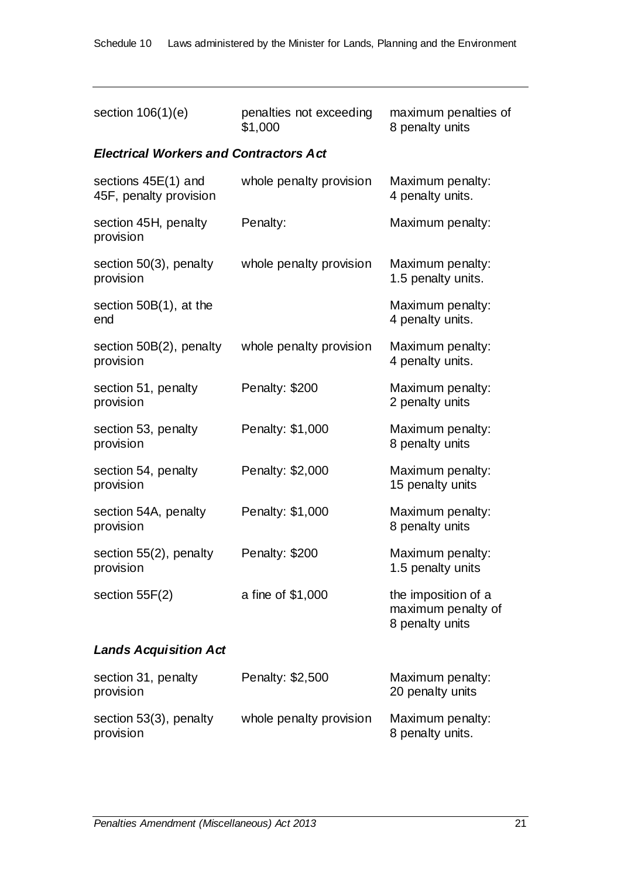| | | |
|---|---|---|
| section 106(1)(e) | penalties not exceeding $1,000 | maximum penalties of 8 penalty units |

***Electrical Workers and Contractors Act***

| | | |
|---|---|---|
| sections 45E(1) and 45F, penalty provision | whole penalty provision | Maximum penalty: 4 penalty units. |
| section 45H, penalty provision | Penalty: | Maximum penalty: |
| section 50(3), penalty provision | whole penalty provision | Maximum penalty: 1.5 penalty units. |
| section 50B(1), at the end | | Maximum penalty: 4 penalty units. |
| section 50B(2), penalty provision | whole penalty provision | Maximum penalty: 4 penalty units. |
| section 51, penalty provision | Penalty: $200 | Maximum penalty: 2 penalty units |
| section 53, penalty provision | Penalty: $1,000 | Maximum penalty: 8 penalty units |
| section 54, penalty provision | Penalty: $2,000 | Maximum penalty: 15 penalty units |
| section 54A, penalty provision | Penalty: $1,000 | Maximum penalty: 8 penalty units |
| section 55(2), penalty provision | Penalty: $200 | Maximum penalty: 1.5 penalty units |
| section 55F(2) | a fine of $1,000 | the imposition of a maximum penalty of 8 penalty units |

***Lands Acquisition Act***

| | | |
|---|---|---|
| section 31, penalty provision | Penalty: $2,500 | Maximum penalty: 20 penalty units |
| section 53(3), penalty provision | whole penalty provision | Maximum penalty: 8 penalty units. |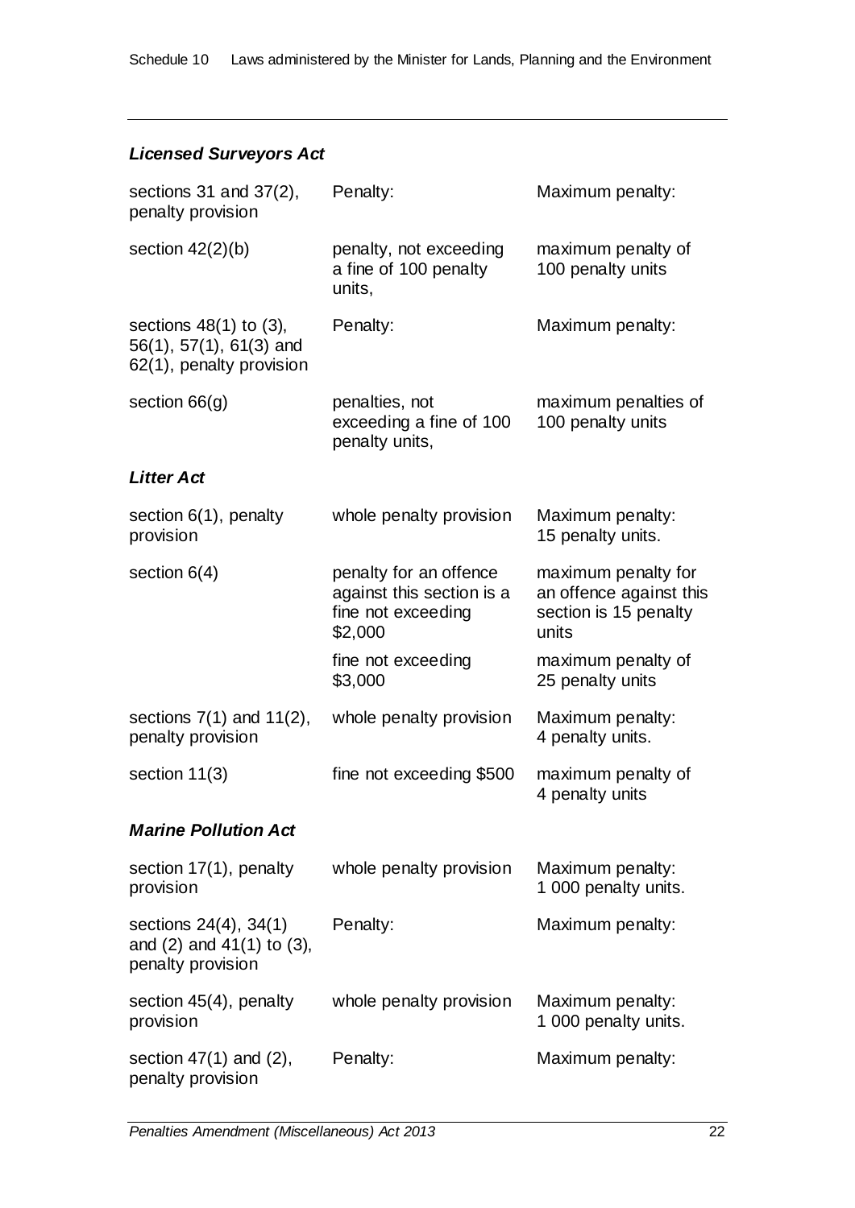### *Licensed Surveyors Act*

| | | |
|---|---|---|
| sections 31 and 37(2), penalty provision | Penalty: | Maximum penalty: |
| section 42(2)(b) | penalty, not exceeding a fine of 100 penalty units, | maximum penalty of 100 penalty units |
| sections 48(1) to (3), 56(1), 57(1), 61(3) and 62(1), penalty provision | Penalty: | Maximum penalty: |
| section 66(g) | penalties, not exceeding a fine of 100 penalty units, | maximum penalties of 100 penalty units |

### *Litter Act*

| | | |
|---|---|---|
| section 6(1), penalty provision | whole penalty provision | Maximum penalty: 15 penalty units. |
| section 6(4) | penalty for an offence against this section is a fine not exceeding $2,000 | maximum penalty for an offence against this section is 15 penalty units |
| | fine not exceeding $3,000 | maximum penalty of 25 penalty units |
| sections 7(1) and 11(2), penalty provision | whole penalty provision | Maximum penalty: 4 penalty units. |
| section 11(3) | fine not exceeding $500 | maximum penalty of 4 penalty units |

### *Marine Pollution Act*

| | | |
|---|---|---|
| section 17(1), penalty provision | whole penalty provision | Maximum penalty: 1 000 penalty units. |
| sections 24(4), 34(1) and (2) and 41(1) to (3), penalty provision | Penalty: | Maximum penalty: |
| section 45(4), penalty provision | whole penalty provision | Maximum penalty: 1 000 penalty units. |
| section 47(1) and (2), penalty provision | Penalty: | Maximum penalty: |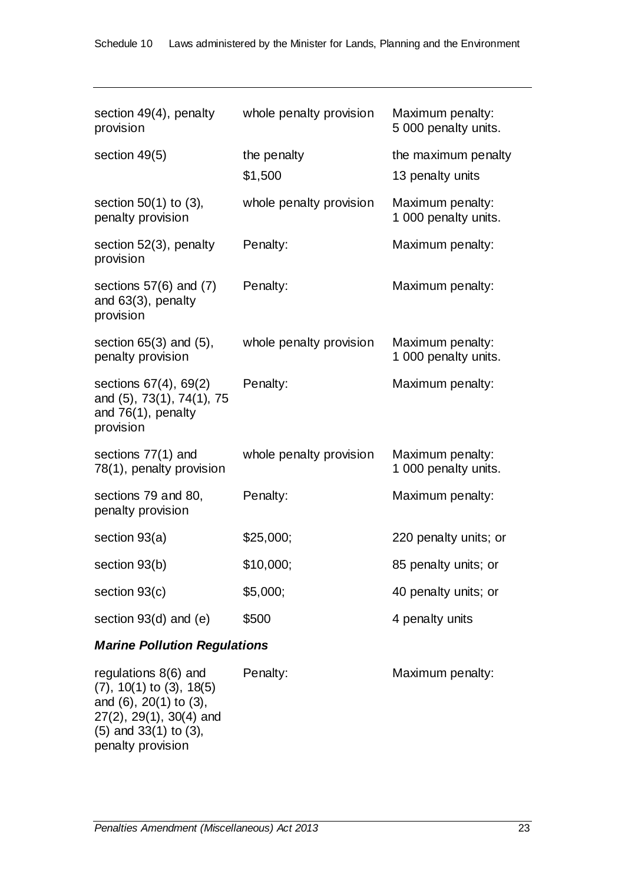| | | |
|---|---|---|
| section 49(4), penalty provision | whole penalty provision | Maximum penalty: 5 000 penalty units. |
| section 49(5) | the penalty<br>$1,500 | the maximum penalty<br>13 penalty units |
| section 50(1) to (3), penalty provision | whole penalty provision | Maximum penalty: 1 000 penalty units. |
| section 52(3), penalty provision | Penalty: | Maximum penalty: |
| sections 57(6) and (7) and 63(3), penalty provision | Penalty: | Maximum penalty: |
| section 65(3) and (5), penalty provision | whole penalty provision | Maximum penalty: 1 000 penalty units. |
| sections 67(4), 69(2) and (5), 73(1), 74(1), 75 and 76(1), penalty provision | Penalty: | Maximum penalty: |
| sections 77(1) and 78(1), penalty provision | whole penalty provision | Maximum penalty: 1 000 penalty units. |
| sections 79 and 80, penalty provision | Penalty: | Maximum penalty: |
| section 93(a) | $25,000; | 220 penalty units; or |
| section 93(b) | $10,000; | 85 penalty units; or |
| section 93(c) | $5,000; | 40 penalty units; or |
| section 93(d) and (e) | $500 | 4 penalty units |

***Marine Pollution Regulations***

| | | |
|---|---|---|
| regulations 8(6) and (7), 10(1) to (3), 18(5) and (6), 20(1) to (3), 27(2), 29(1), 30(4) and (5) and 33(1) to (3), penalty provision | Penalty: | Maximum penalty: |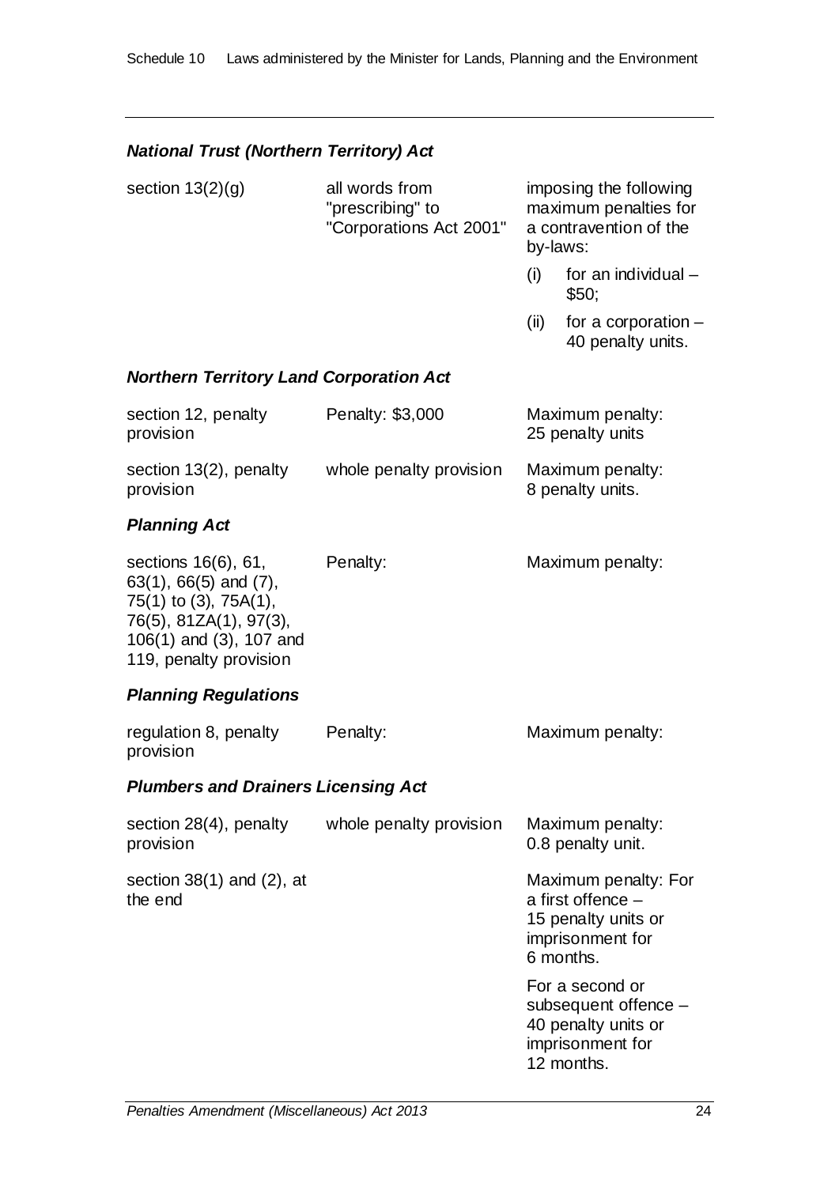### *National Trust (Northern Territory) Act*

| | | |
|---|---|---|
| section 13(2)(g) | all words from "prescribing" to "Corporations Act 2001" | imposing the following maximum penalties for a contravention of the by-laws:<br>(i) for an individual – $50;<br>(ii) for a corporation – 40 penalty units. |

### *Northern Territory Land Corporation Act*

| | | |
|---|---|---|
| section 12, penalty provision | Penalty: $3,000 | Maximum penalty: 25 penalty units |
| section 13(2), penalty provision | whole penalty provision | Maximum penalty: 8 penalty units. |

### *Planning Act*

| | | |
|---|---|---|
| sections 16(6), 61, 63(1), 66(5) and (7), 75(1) to (3), 75A(1), 76(5), 81ZA(1), 97(3), 106(1) and (3), 107 and 119, penalty provision | Penalty: | Maximum penalty: |

### *Planning Regulations*

| | | |
|---|---|---|
| regulation 8, penalty provision | Penalty: | Maximum penalty: |

### *Plumbers and Drainers Licensing Act*

| | | |
|---|---|---|
| section 28(4), penalty provision | whole penalty provision | Maximum penalty: 0.8 penalty unit. |
| section 38(1) and (2), at the end | | Maximum penalty: For a first offence – 15 penalty units or imprisonment for 6 months.<br>For a second or subsequent offence – 40 penalty units or imprisonment for 12 months. |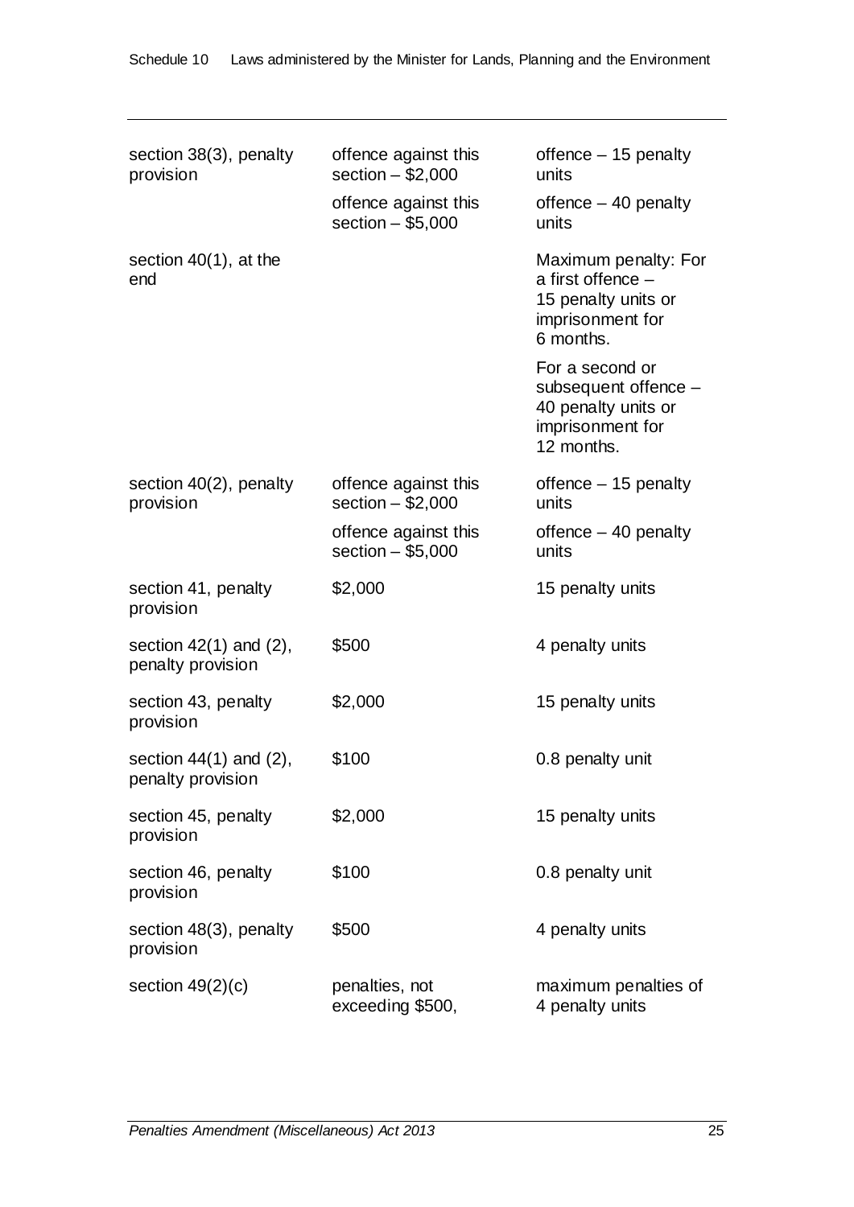| | | |
|---|---|---|
| section 38(3), penalty provision | offence against this section – $2,000 | offence – 15 penalty units |
| | offence against this section – $5,000 | offence – 40 penalty units |
| section 40(1), at the end | | Maximum penalty: For a first offence – 15 penalty units or imprisonment for 6 months. |
| | | For a second or subsequent offence – 40 penalty units or imprisonment for 12 months. |
| section 40(2), penalty provision | offence against this section – $2,000 | offence – 15 penalty units |
| | offence against this section – $5,000 | offence – 40 penalty units |
| section 41, penalty provision | $2,000 | 15 penalty units |
| section 42(1) and (2), penalty provision | $500 | 4 penalty units |
| section 43, penalty provision | $2,000 | 15 penalty units |
| section 44(1) and (2), penalty provision | $100 | 0.8 penalty unit |
| section 45, penalty provision | $2,000 | 15 penalty units |
| section 46, penalty provision | $100 | 0.8 penalty unit |
| section 48(3), penalty provision | $500 | 4 penalty units |
| section 49(2)(c) | penalties, not exceeding $500, | maximum penalties of 4 penalty units |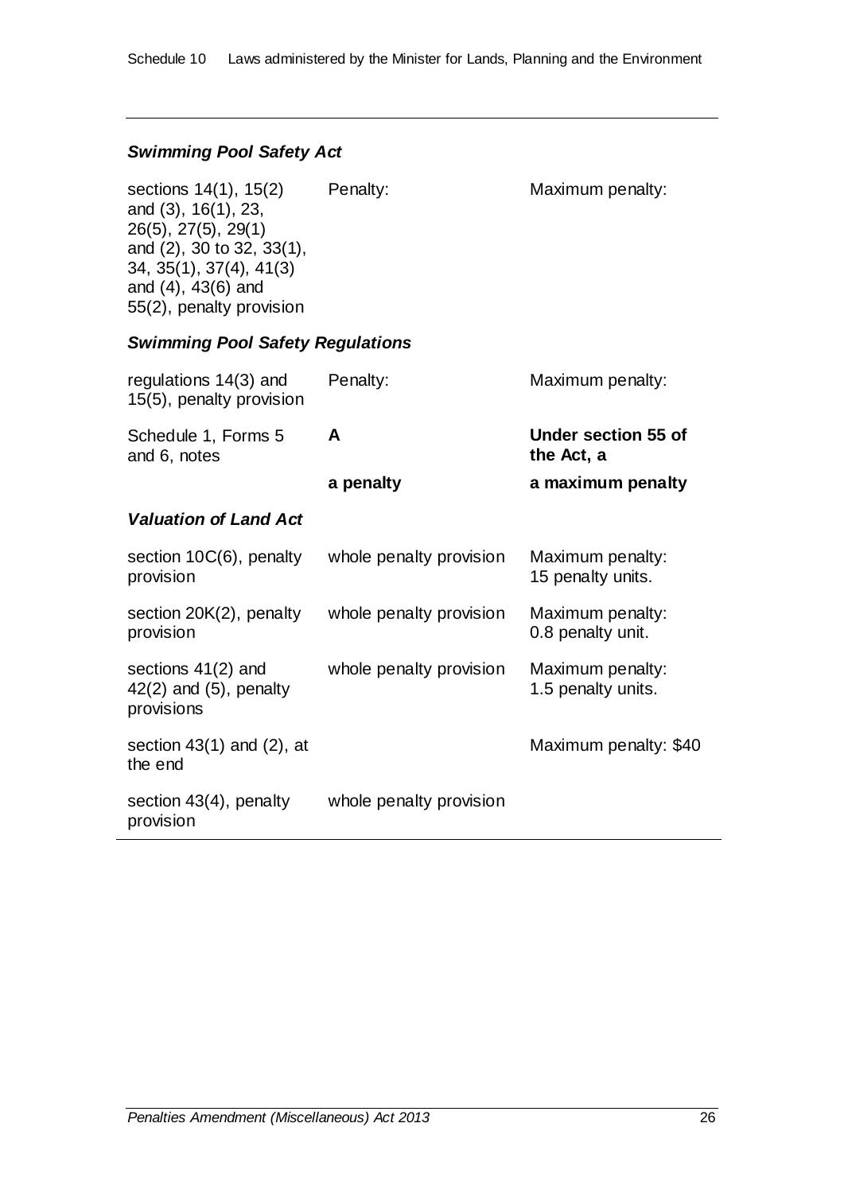### *Swimming Pool Safety Act*

| | | |
|---|---|---|
| sections 14(1), 15(2) and (3), 16(1), 23, 26(5), 27(5), 29(1) and (2), 30 to 32, 33(1), 34, 35(1), 37(4), 41(3) and (4), 43(6) and 55(2), penalty provision | Penalty: | Maximum penalty: |

### *Swimming Pool Safety Regulations*

| | | |
|---|---|---|
| regulations 14(3) and 15(5), penalty provision | Penalty: | Maximum penalty: |
| Schedule 1, Forms 5 and 6, notes | **A** | **Under section 55 of the Act, a** |
| | **a penalty** | **a maximum penalty** |

### *Valuation of Land Act*

| | | |
|---|---|---|
| section 10C(6), penalty provision | whole penalty provision | Maximum penalty: 15 penalty units. |
| section 20K(2), penalty provision | whole penalty provision | Maximum penalty: 0.8 penalty unit. |
| sections 41(2) and 42(2) and (5), penalty provisions | whole penalty provision | Maximum penalty: 1.5 penalty units. |
| section 43(1) and (2), at the end | | Maximum penalty: $40 |
| section 43(4), penalty provision | whole penalty provision | |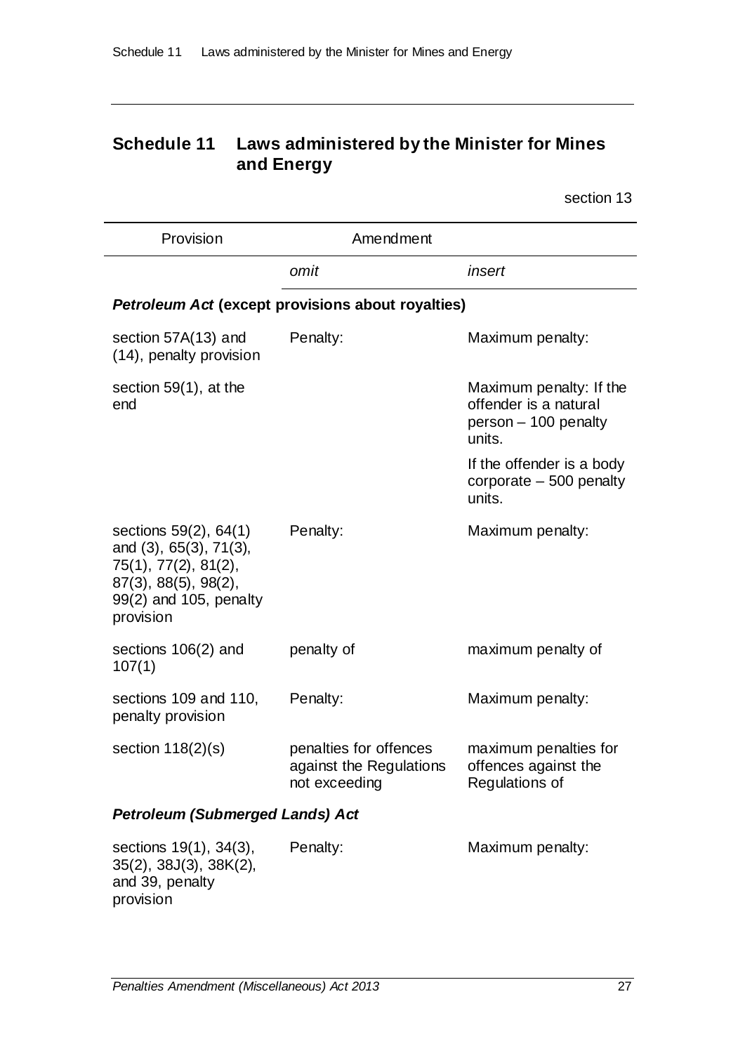# Schedule 11 Laws administered by the Minister for Mines and Energy

section 13

| Provision | Amendment | |
|---|---|---|
| | *omit* | *insert* |
| ***Petroleum Act* (except provisions about royalties)** | | |
| section 57A(13) and (14), penalty provision | Penalty: | Maximum penalty: |
| section 59(1), at the end | | Maximum penalty: If the offender is a natural person – 100 penalty units.<br><br>If the offender is a body corporate – 500 penalty units. |
| sections 59(2), 64(1) and (3), 65(3), 71(3), 75(1), 77(2), 81(2), 87(3), 88(5), 98(2), 99(2) and 105, penalty provision | Penalty: | Maximum penalty: |
| sections 106(2) and 107(1) | penalty of | maximum penalty of |
| sections 109 and 110, penalty provision | Penalty: | Maximum penalty: |
| section 118(2)(s) | penalties for offences against the Regulations not exceeding | maximum penalties for offences against the Regulations of |
| ***Petroleum (Submerged Lands) Act*** | | |
| sections 19(1), 34(3), 35(2), 38J(3), 38K(2), and 39, penalty provision | Penalty: | Maximum penalty: |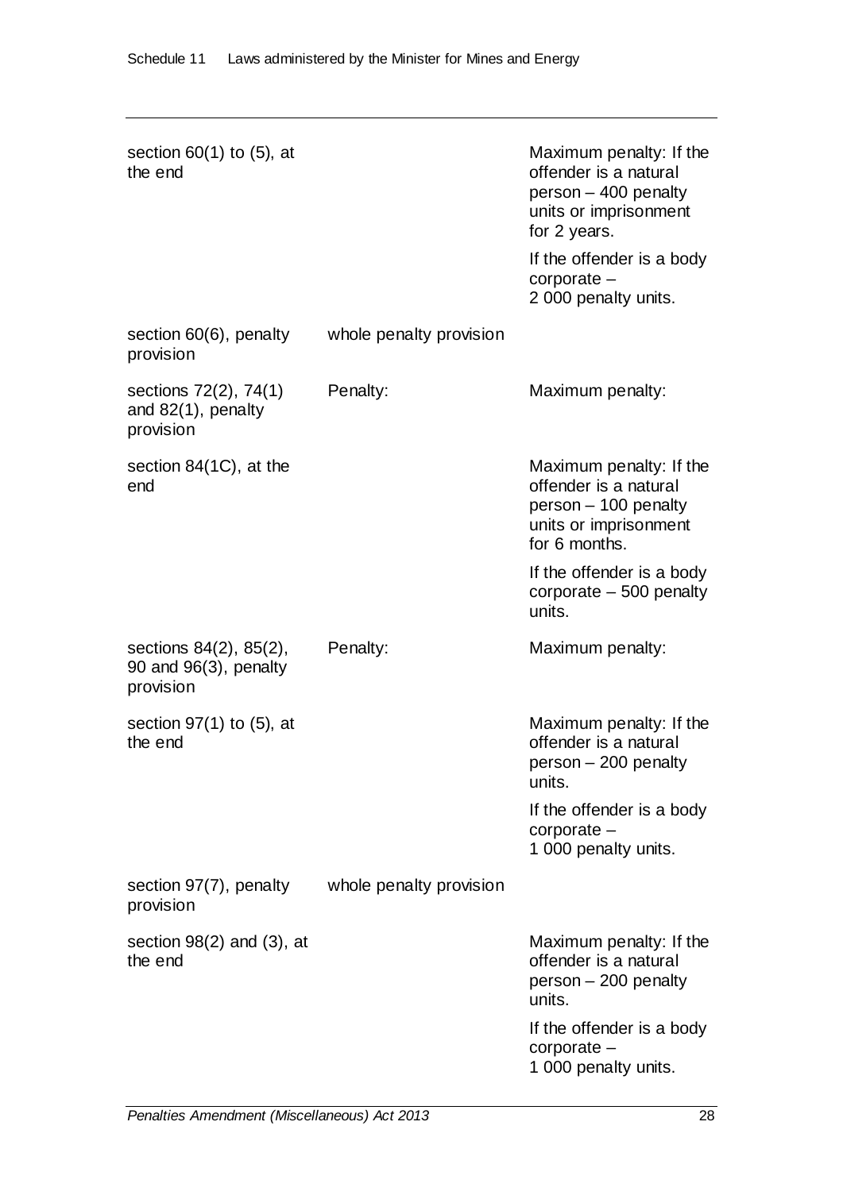| | | |
|---|---|---|
| section 60(1) to (5), at the end | | Maximum penalty: If the offender is a natural person – 400 penalty units or imprisonment for 2 years.<br><br>If the offender is a body corporate – 2 000 penalty units. |
| section 60(6), penalty provision | whole penalty provision | |
| sections 72(2), 74(1) and 82(1), penalty provision | Penalty: | Maximum penalty: |
| section 84(1C), at the end | | Maximum penalty: If the offender is a natural person – 100 penalty units or imprisonment for 6 months.<br><br>If the offender is a body corporate – 500 penalty units. |
| sections 84(2), 85(2), 90 and 96(3), penalty provision | Penalty: | Maximum penalty: |
| section 97(1) to (5), at the end | | Maximum penalty: If the offender is a natural person – 200 penalty units.<br><br>If the offender is a body corporate – 1 000 penalty units. |
| section 97(7), penalty provision | whole penalty provision | |
| section 98(2) and (3), at the end | | Maximum penalty: If the offender is a natural person – 200 penalty units.<br><br>If the offender is a body corporate – 1 000 penalty units. |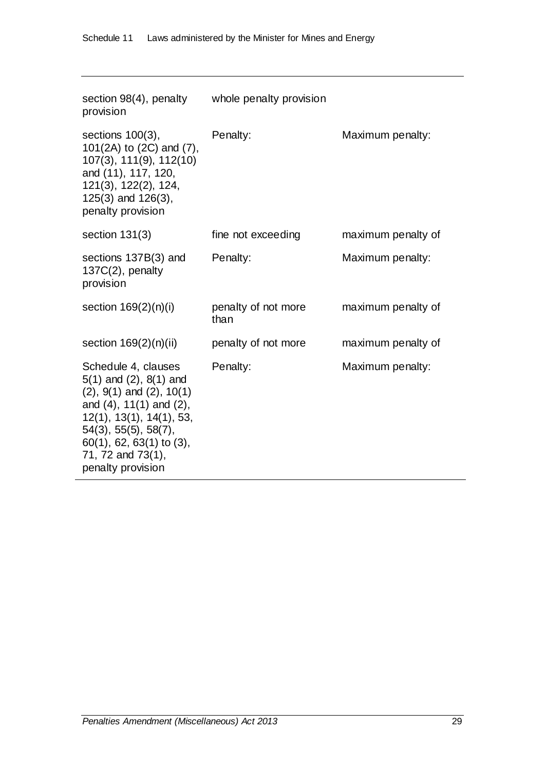| | | |
|---|---|---|
| section 98(4), penalty provision | whole penalty provision | |
| sections 100(3), 101(2A) to (2C) and (7), 107(3), 111(9), 112(10) and (11), 117, 120, 121(3), 122(2), 124, 125(3) and 126(3), penalty provision | Penalty: | Maximum penalty: |
| section 131(3) | fine not exceeding | maximum penalty of |
| sections 137B(3) and 137C(2), penalty provision | Penalty: | Maximum penalty: |
| section 169(2)(n)(i) | penalty of not more than | maximum penalty of |
| section 169(2)(n)(ii) | penalty of not more | maximum penalty of |
| Schedule 4, clauses 5(1) and (2), 8(1) and (2), 9(1) and (2), 10(1) and (4), 11(1) and (2), 12(1), 13(1), 14(1), 53, 54(3), 55(5), 58(7), 60(1), 62, 63(1) to (3), 71, 72 and 73(1), penalty provision | Penalty: | Maximum penalty: |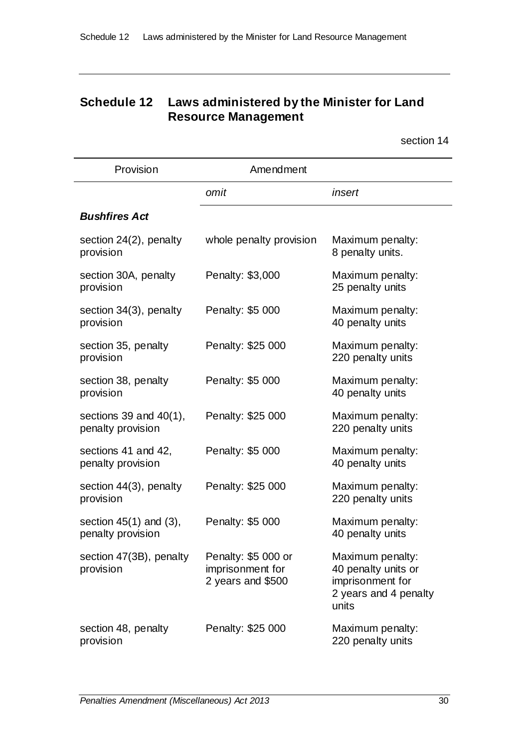## Schedule 12 Laws administered by the Minister for Land Resource Management

section 14

| Provision | Amendment | |
|---|---|---|
| | *omit* | *insert* |
| ***Bushfires Act*** | | |
| section 24(2), penalty provision | whole penalty provision | Maximum penalty: 8 penalty units. |
| section 30A, penalty provision | Penalty: $3,000 | Maximum penalty: 25 penalty units |
| section 34(3), penalty provision | Penalty: $5 000 | Maximum penalty: 40 penalty units |
| section 35, penalty provision | Penalty: $25 000 | Maximum penalty: 220 penalty units |
| section 38, penalty provision | Penalty: $5 000 | Maximum penalty: 40 penalty units |
| sections 39 and 40(1), penalty provision | Penalty: $25 000 | Maximum penalty: 220 penalty units |
| sections 41 and 42, penalty provision | Penalty: $5 000 | Maximum penalty: 40 penalty units |
| section 44(3), penalty provision | Penalty: $25 000 | Maximum penalty: 220 penalty units |
| section 45(1) and (3), penalty provision | Penalty: $5 000 | Maximum penalty: 40 penalty units |
| section 47(3B), penalty provision | Penalty: $5 000 or imprisonment for 2 years and $500 | Maximum penalty: 40 penalty units or imprisonment for 2 years and 4 penalty units |
| section 48, penalty provision | Penalty: $25 000 | Maximum penalty: 220 penalty units |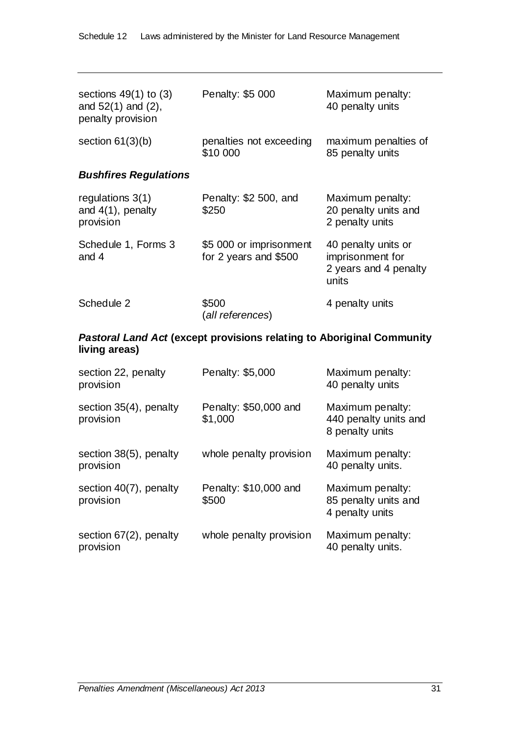| | | |
|---|---|---|
| sections 49(1) to (3) and 52(1) and (2), penalty provision | Penalty: $5 000 | Maximum penalty: 40 penalty units |
| section 61(3)(b) | penalties not exceeding $10 000 | maximum penalties of 85 penalty units |

***Bushfires Regulations***

| | | |
|---|---|---|
| regulations 3(1) and 4(1), penalty provision | Penalty: $2 500, and $250 | Maximum penalty: 20 penalty units and 2 penalty units |
| Schedule 1, Forms 3 and 4 | $5 000 or imprisonment for 2 years and $500 | 40 penalty units or imprisonment for 2 years and 4 penalty units |
| Schedule 2 | $500 (*all references*) | 4 penalty units |

***Pastoral Land Act* (except provisions relating to Aboriginal Community living areas)**

| | | |
|---|---|---|
| section 22, penalty provision | Penalty: $5,000 | Maximum penalty: 40 penalty units |
| section 35(4), penalty provision | Penalty: $50,000 and $1,000 | Maximum penalty: 440 penalty units and 8 penalty units |
| section 38(5), penalty provision | whole penalty provision | Maximum penalty: 40 penalty units. |
| section 40(7), penalty provision | Penalty: $10,000 and $500 | Maximum penalty: 85 penalty units and 4 penalty units |
| section 67(2), penalty provision | whole penalty provision | Maximum penalty: 40 penalty units. |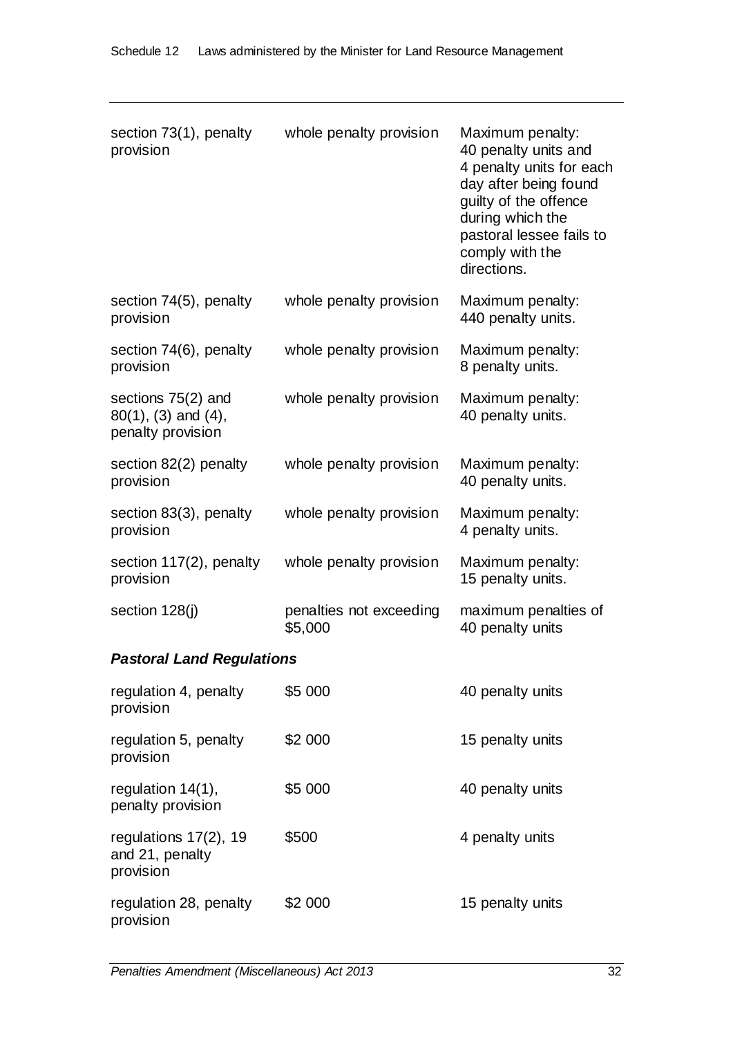| | | |
|---|---|---|
| section 73(1), penalty provision | whole penalty provision | Maximum penalty: 40 penalty units and 4 penalty units for each day after being found guilty of the offence during which the pastoral lessee fails to comply with the directions. |
| section 74(5), penalty provision | whole penalty provision | Maximum penalty: 440 penalty units. |
| section 74(6), penalty provision | whole penalty provision | Maximum penalty: 8 penalty units. |
| sections 75(2) and 80(1), (3) and (4), penalty provision | whole penalty provision | Maximum penalty: 40 penalty units. |
| section 82(2) penalty provision | whole penalty provision | Maximum penalty: 40 penalty units. |
| section 83(3), penalty provision | whole penalty provision | Maximum penalty: 4 penalty units. |
| section 117(2), penalty provision | whole penalty provision | Maximum penalty: 15 penalty units. |
| section 128(j) | penalties not exceeding $5,000 | maximum penalties of 40 penalty units |

***Pastoral Land Regulations***

| | | |
|---|---|---|
| regulation 4, penalty provision | $5 000 | 40 penalty units |
| regulation 5, penalty provision | $2 000 | 15 penalty units |
| regulation 14(1), penalty provision | $5 000 | 40 penalty units |
| regulations 17(2), 19 and 21, penalty provision | $500 | 4 penalty units |
| regulation 28, penalty provision | $2 000 | 15 penalty units |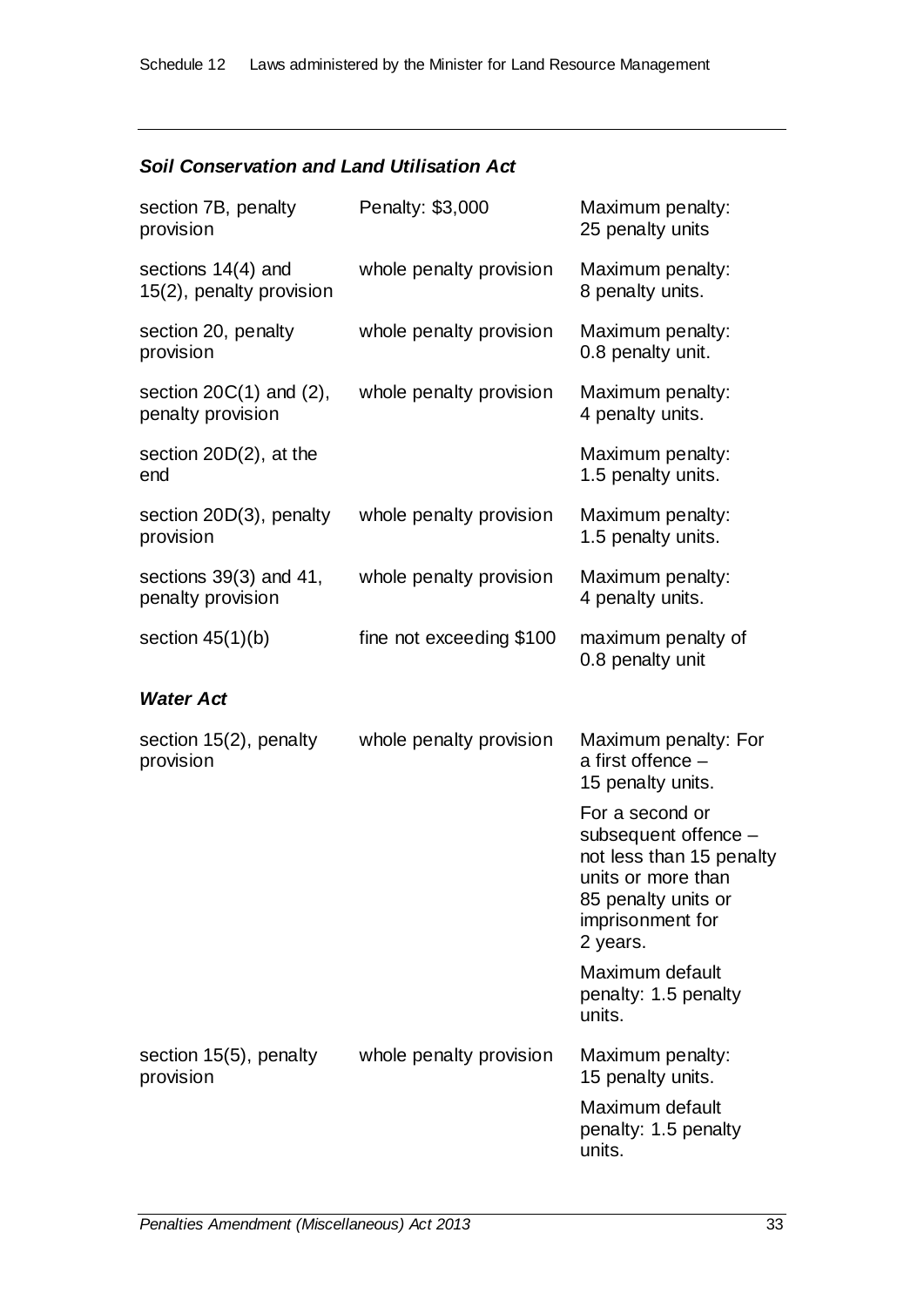### *Soil Conservation and Land Utilisation Act*

| | | |
|---|---|---|
| section 7B, penalty provision | Penalty: $3,000 | Maximum penalty: 25 penalty units |
| sections 14(4) and 15(2), penalty provision | whole penalty provision | Maximum penalty: 8 penalty units. |
| section 20, penalty provision | whole penalty provision | Maximum penalty: 0.8 penalty unit. |
| section 20C(1) and (2), penalty provision | whole penalty provision | Maximum penalty: 4 penalty units. |
| section 20D(2), at the end | | Maximum penalty: 1.5 penalty units. |
| section 20D(3), penalty provision | whole penalty provision | Maximum penalty: 1.5 penalty units. |
| sections 39(3) and 41, penalty provision | whole penalty provision | Maximum penalty: 4 penalty units. |
| section 45(1)(b) | fine not exceeding $100 | maximum penalty of 0.8 penalty unit |

### *Water Act*

| | | |
|---|---|---|
| section 15(2), penalty provision | whole penalty provision | Maximum penalty: For a first offence – 15 penalty units.<br><br>For a second or subsequent offence – not less than 15 penalty units or more than 85 penalty units or imprisonment for 2 years.<br><br>Maximum default penalty: 1.5 penalty units. |
| section 15(5), penalty provision | whole penalty provision | Maximum penalty: 15 penalty units.<br><br>Maximum default penalty: 1.5 penalty units. |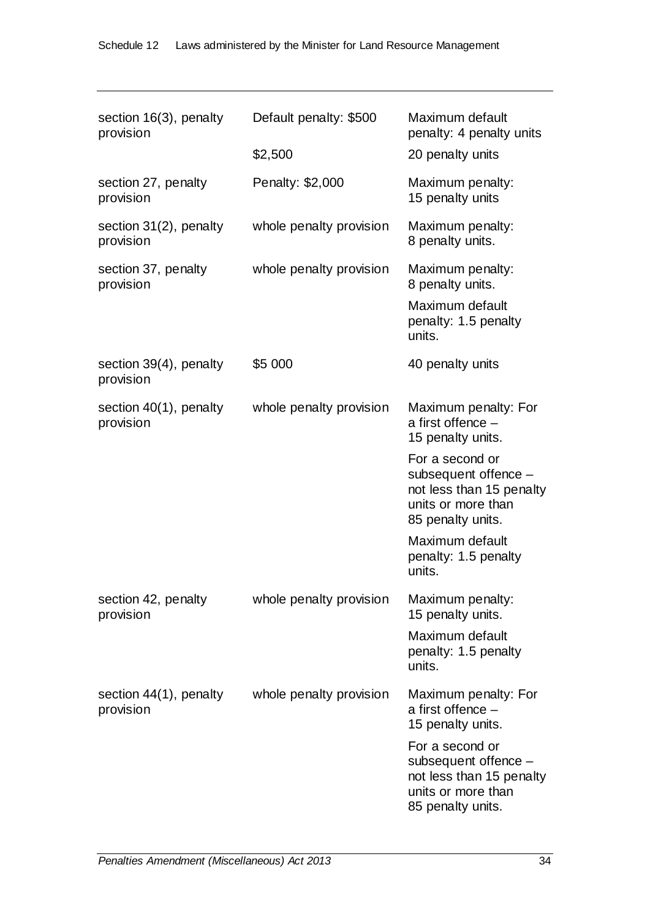| | | |
|---|---|---|
| section 16(3), penalty provision | Default penalty: $500 | Maximum default penalty: 4 penalty units |
| | $2,500 | 20 penalty units |
| section 27, penalty provision | Penalty: $2,000 | Maximum penalty: 15 penalty units |
| section 31(2), penalty provision | whole penalty provision | Maximum penalty: 8 penalty units. |
| section 37, penalty provision | whole penalty provision | Maximum penalty: 8 penalty units.<br>Maximum default penalty: 1.5 penalty units. |
| section 39(4), penalty provision | $5 000 | 40 penalty units |
| section 40(1), penalty provision | whole penalty provision | Maximum penalty: For a first offence – 15 penalty units.<br>For a second or subsequent offence – not less than 15 penalty units or more than 85 penalty units.<br>Maximum default penalty: 1.5 penalty units. |
| section 42, penalty provision | whole penalty provision | Maximum penalty: 15 penalty units.<br>Maximum default penalty: 1.5 penalty units. |
| section 44(1), penalty provision | whole penalty provision | Maximum penalty: For a first offence – 15 penalty units.<br>For a second or subsequent offence – not less than 15 penalty units or more than 85 penalty units. |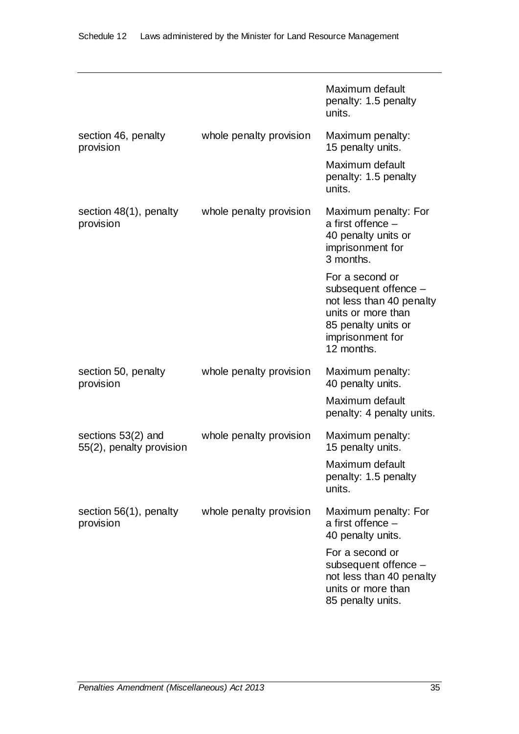| | | |
|---|---|---|
| | | Maximum default penalty: 1.5 penalty units. |
| section 46, penalty provision | whole penalty provision | Maximum penalty: 15 penalty units.<br><br>Maximum default penalty: 1.5 penalty units. |
| section 48(1), penalty provision | whole penalty provision | Maximum penalty: For a first offence – 40 penalty units or imprisonment for 3 months.<br><br>For a second or subsequent offence – not less than 40 penalty units or more than 85 penalty units or imprisonment for 12 months. |
| section 50, penalty provision | whole penalty provision | Maximum penalty: 40 penalty units.<br><br>Maximum default penalty: 4 penalty units. |
| sections 53(2) and 55(2), penalty provision | whole penalty provision | Maximum penalty: 15 penalty units.<br><br>Maximum default penalty: 1.5 penalty units. |
| section 56(1), penalty provision | whole penalty provision | Maximum penalty: For a first offence – 40 penalty units.<br><br>For a second or subsequent offence – not less than 40 penalty units or more than 85 penalty units. |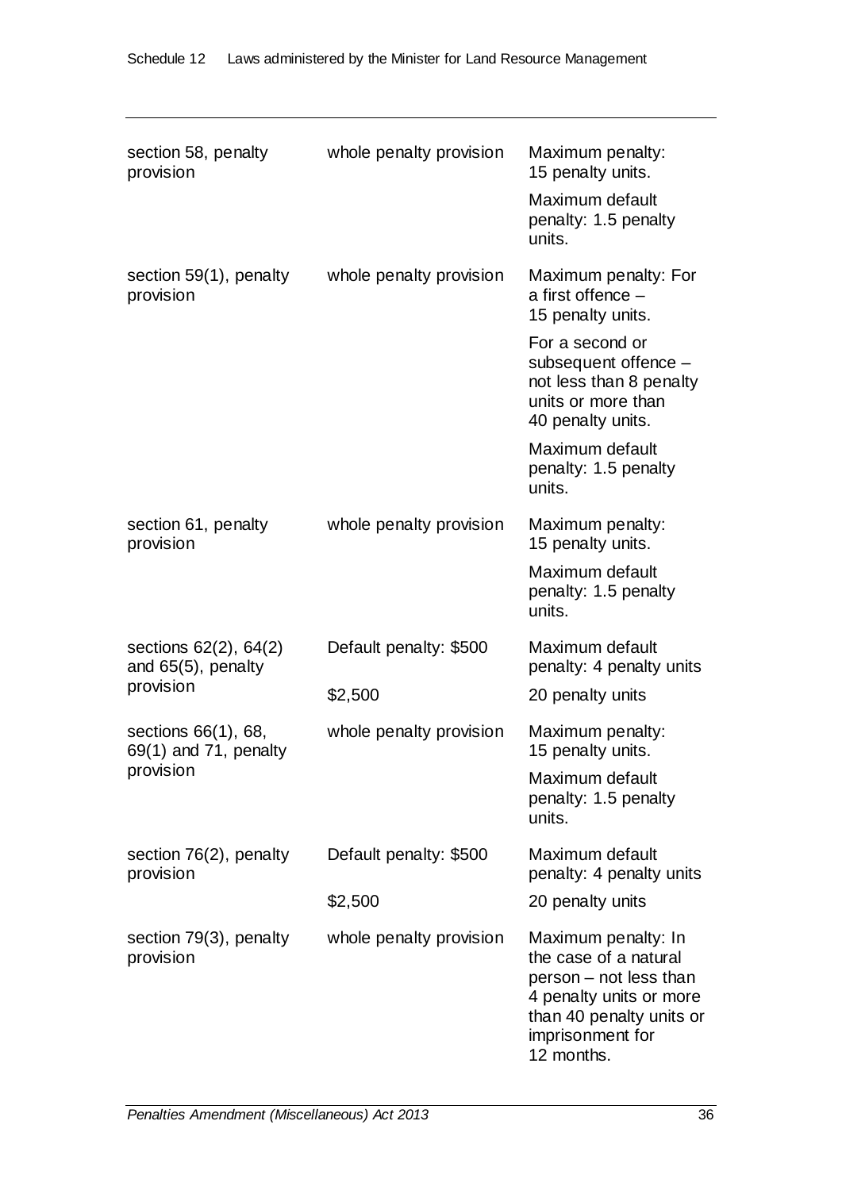| | | |
|---|---|---|
| section 58, penalty provision | whole penalty provision | Maximum penalty: 15 penalty units.<br><br>Maximum default penalty: 1.5 penalty units. |
| section 59(1), penalty provision | whole penalty provision | Maximum penalty: For a first offence – 15 penalty units.<br><br>For a second or subsequent offence – not less than 8 penalty units or more than 40 penalty units.<br><br>Maximum default penalty: 1.5 penalty units. |
| section 61, penalty provision | whole penalty provision | Maximum penalty: 15 penalty units.<br><br>Maximum default penalty: 1.5 penalty units. |
| sections 62(2), 64(2) and 65(5), penalty provision | Default penalty: $500 | Maximum default penalty: 4 penalty units |
| | $2,500 | 20 penalty units |
| sections 66(1), 68, 69(1) and 71, penalty provision | whole penalty provision | Maximum penalty: 15 penalty units.<br><br>Maximum default penalty: 1.5 penalty units. |
| section 76(2), penalty provision | Default penalty: $500 | Maximum default penalty: 4 penalty units |
| | $2,500 | 20 penalty units |
| section 79(3), penalty provision | whole penalty provision | Maximum penalty: In the case of a natural person – not less than 4 penalty units or more than 40 penalty units or imprisonment for 12 months. |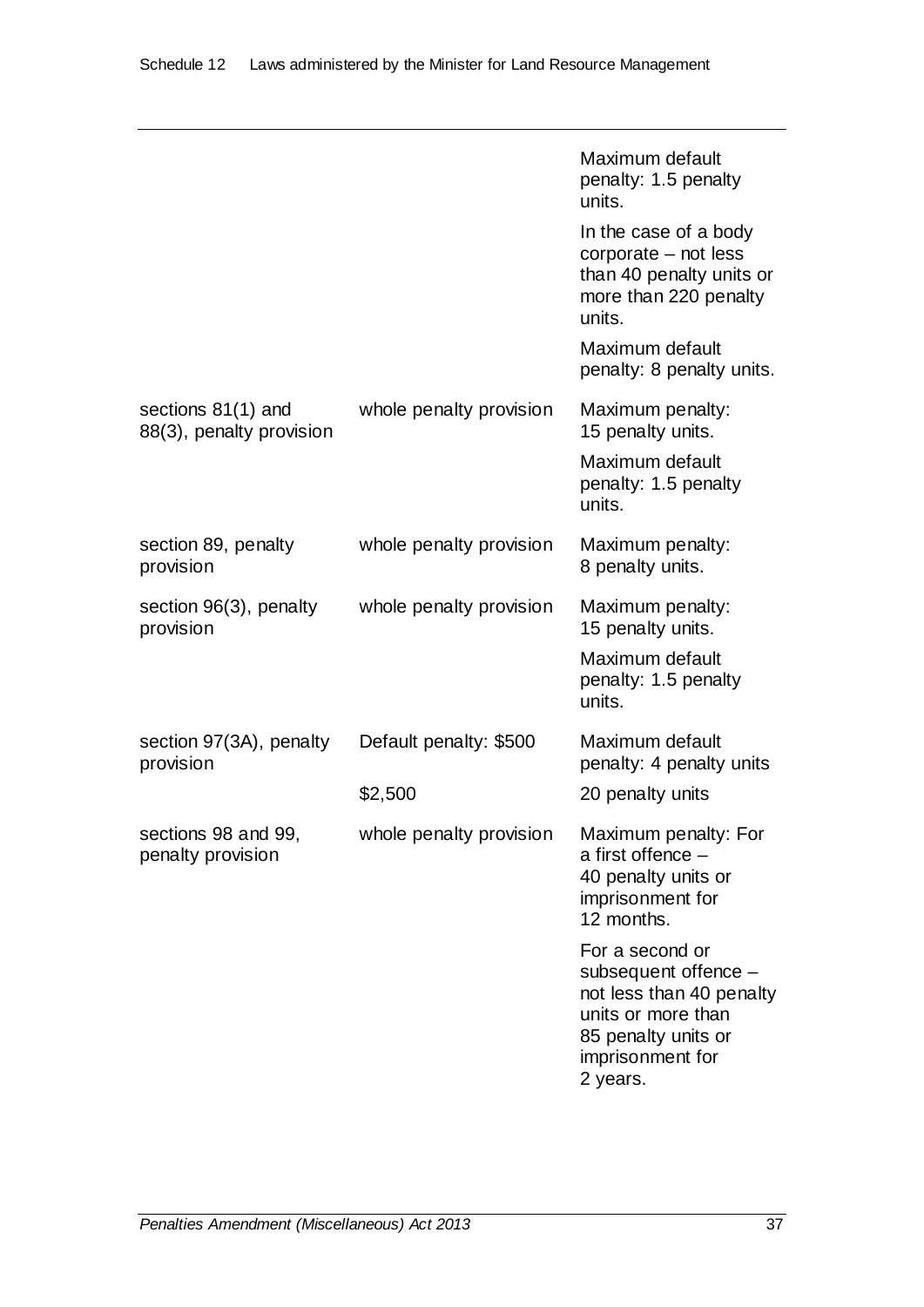| | | |
|---|---|---|
| | | Maximum default penalty: 1.5 penalty units. |
| | | In the case of a body corporate – not less than 40 penalty units or more than 220 penalty units. |
| | | Maximum default penalty: 8 penalty units. |
| sections 81(1) and 88(3), penalty provision | whole penalty provision | Maximum penalty: 15 penalty units. |
| | | Maximum default penalty: 1.5 penalty units. |
| section 89, penalty provision | whole penalty provision | Maximum penalty: 8 penalty units. |
| section 96(3), penalty provision | whole penalty provision | Maximum penalty: 15 penalty units. |
| | | Maximum default penalty: 1.5 penalty units. |
| section 97(3A), penalty provision | Default penalty: $500 | Maximum default penalty: 4 penalty units |
| | $2,500 | 20 penalty units |
| sections 98 and 99, penalty provision | whole penalty provision | Maximum penalty: For a first offence – 40 penalty units or imprisonment for 12 months. |
| | | For a second or subsequent offence – not less than 40 penalty units or more than 85 penalty units or imprisonment for 2 years. |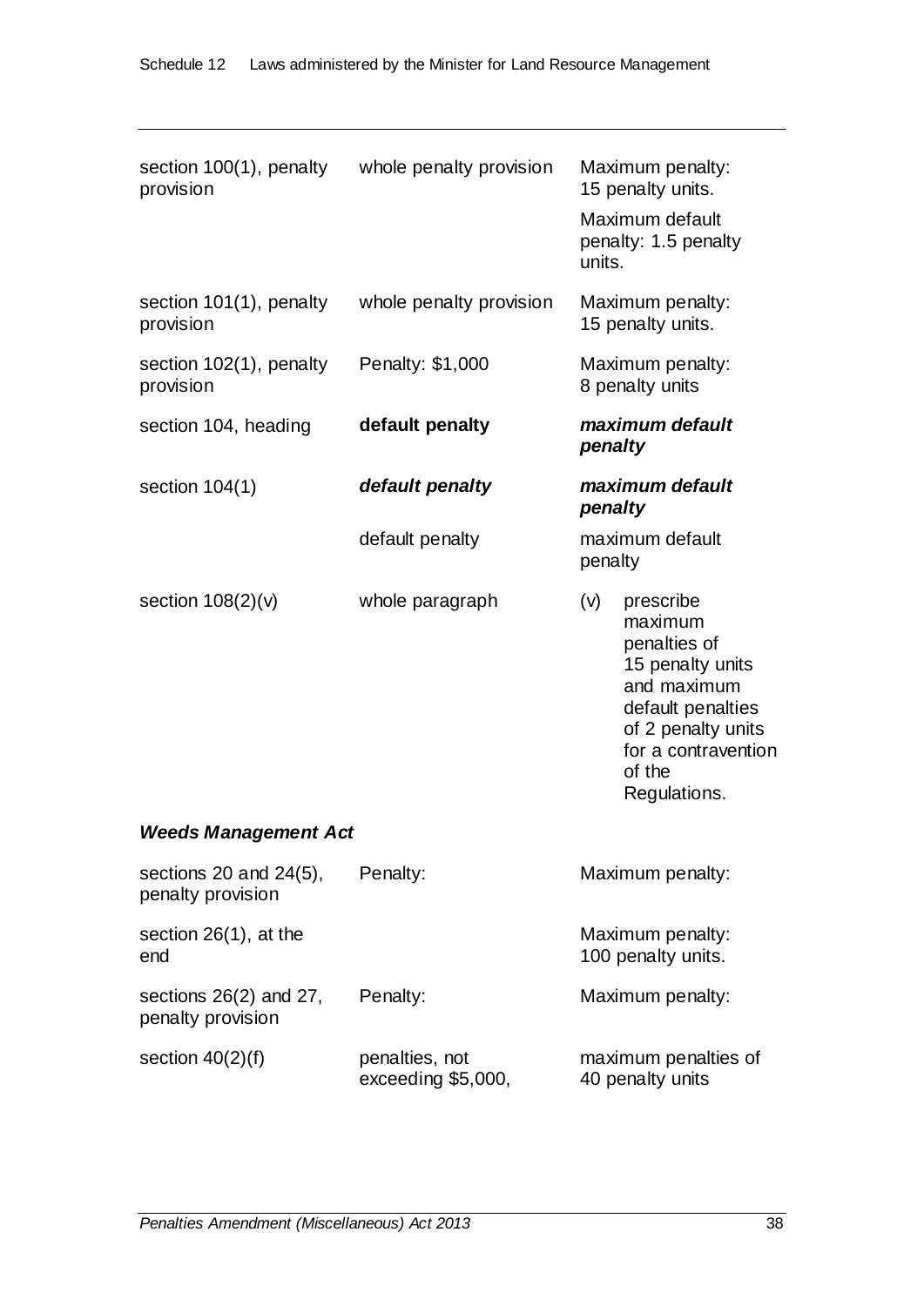| | | |
|---|---|---|
| section 100(1), penalty provision | whole penalty provision | Maximum penalty: 15 penalty units.<br><br>Maximum default penalty: 1.5 penalty units. |
| section 101(1), penalty provision | whole penalty provision | Maximum penalty: 15 penalty units. |
| section 102(1), penalty provision | Penalty: $1,000 | Maximum penalty: 8 penalty units |
| section 104, heading | **default penalty** | ***maximum default penalty*** |
| section 104(1) | ***default penalty*** | ***maximum default penalty*** |
| | default penalty | maximum default penalty |
| section 108(2)(v) | whole paragraph | (v) prescribe maximum penalties of 15 penalty units and maximum default penalties of 2 penalty units for a contravention of the Regulations. |

***Weeds Management Act***

| | | |
|---|---|---|
| sections 20 and 24(5), penalty provision | Penalty: | Maximum penalty: |
| section 26(1), at the end | | Maximum penalty: 100 penalty units. |
| sections 26(2) and 27, penalty provision | Penalty: | Maximum penalty: |
| section 40(2)(f) | penalties, not exceeding $5,000, | maximum penalties of 40 penalty units |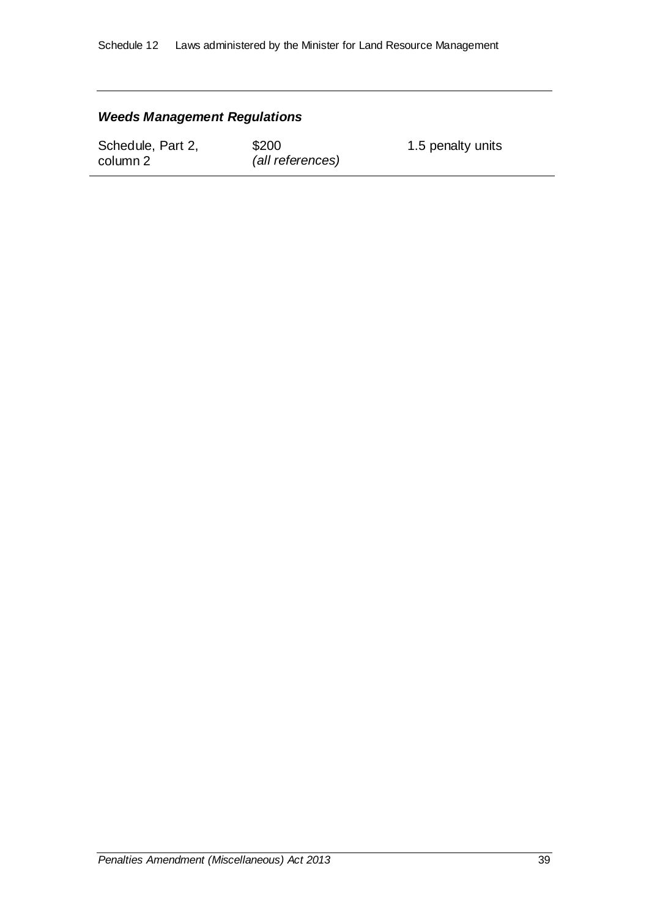***Weeds Management Regulations***

| | | |
|---|---|---|
| Schedule, Part 2, column 2 | $200 *(all references)* | 1.5 penalty units |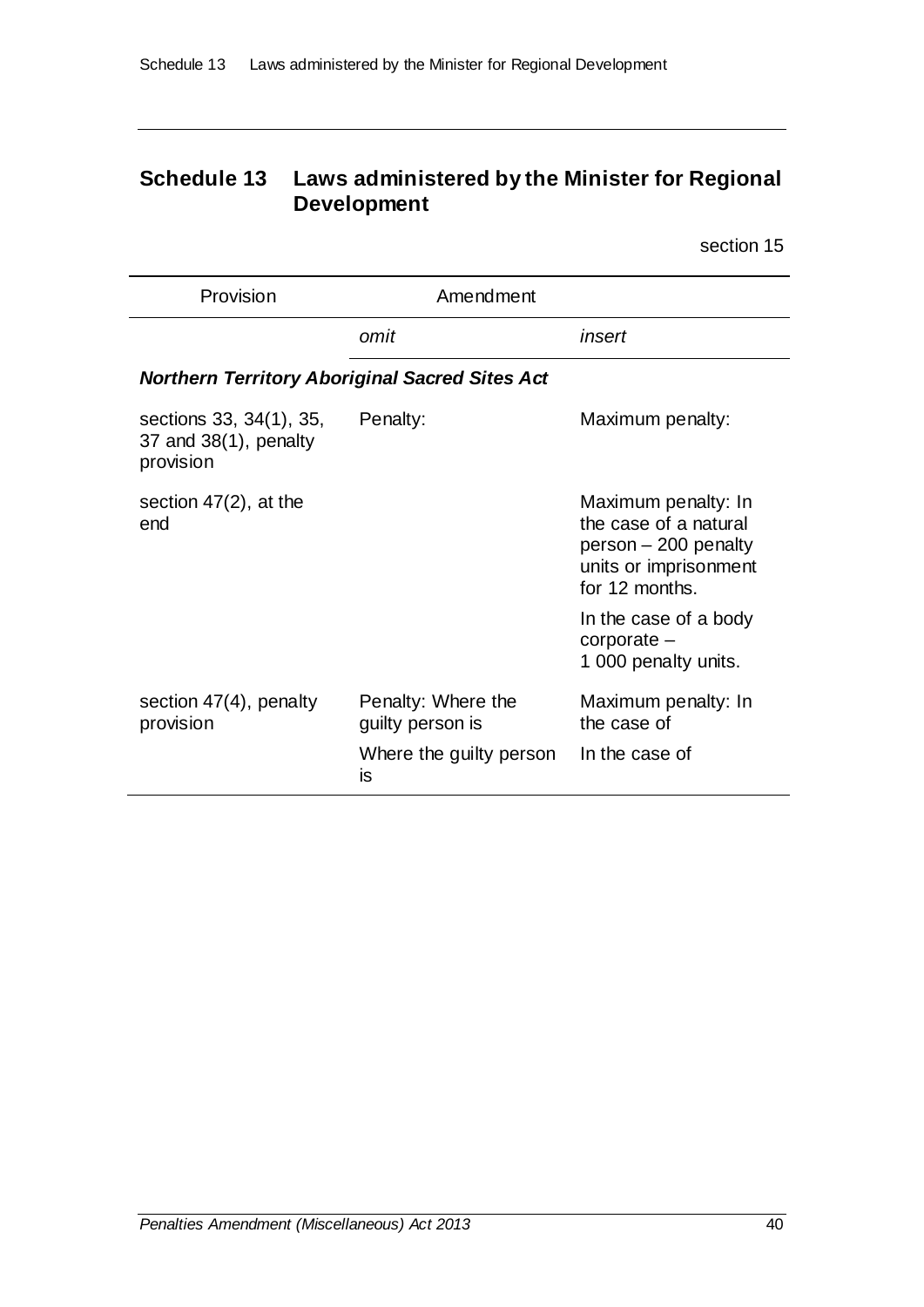# Schedule 13 Laws administered by the Minister for Regional Development

section 15

| Provision | Amendment | |
|---|---|---|
| | *omit* | *insert* |
| ***Northern Territory Aboriginal Sacred Sites Act*** | | |
| sections 33, 34(1), 35, 37 and 38(1), penalty provision | Penalty: | Maximum penalty: |
| section 47(2), at the end | | Maximum penalty: In the case of a natural person – 200 penalty units or imprisonment for 12 months.<br><br>In the case of a body corporate – 1 000 penalty units. |
| section 47(4), penalty provision | Penalty: Where the guilty person is | Maximum penalty: In the case of |
| | Where the guilty person is | In the case of |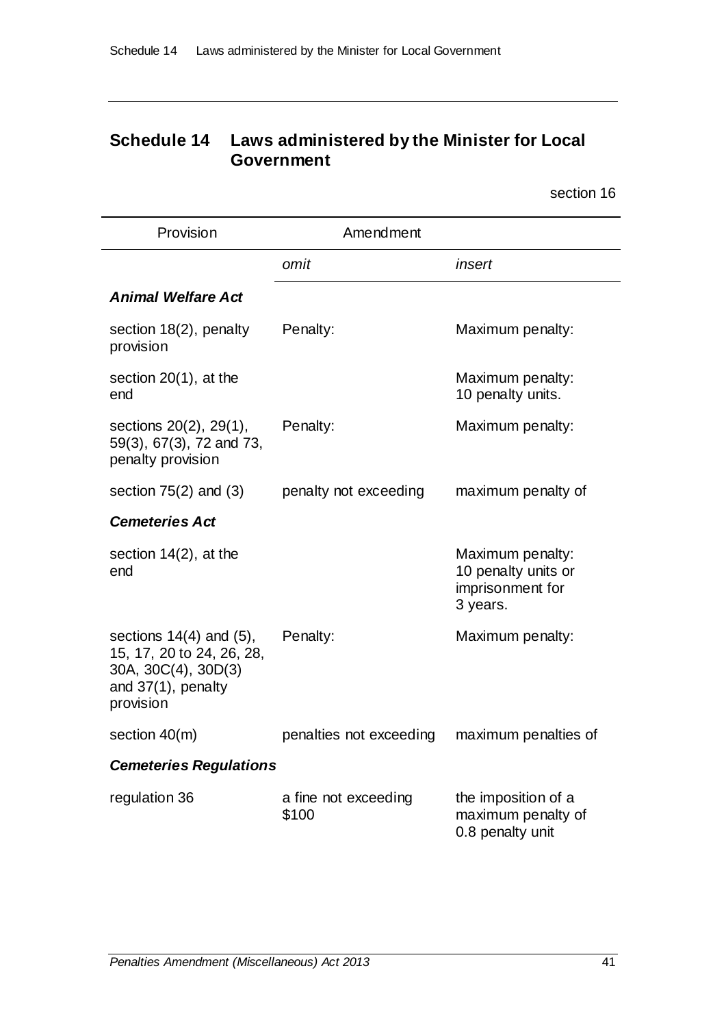## Schedule 14 Laws administered by the Minister for Local Government

section 16

| Provision | Amendment | |
|---|---|---|
| | *omit* | *insert* |
| ***Animal Welfare Act*** | | |
| section 18(2), penalty provision | Penalty: | Maximum penalty: |
| section 20(1), at the end | | Maximum penalty: 10 penalty units. |
| sections 20(2), 29(1), 59(3), 67(3), 72 and 73, penalty provision | Penalty: | Maximum penalty: |
| section 75(2) and (3) | penalty not exceeding | maximum penalty of |
| ***Cemeteries Act*** | | |
| section 14(2), at the end | | Maximum penalty: 10 penalty units or imprisonment for 3 years. |
| sections 14(4) and (5), 15, 17, 20 to 24, 26, 28, 30A, 30C(4), 30D(3) and 37(1), penalty provision | Penalty: | Maximum penalty: |
| section 40(m) | penalties not exceeding | maximum penalties of |
| ***Cemeteries Regulations*** | | |
| regulation 36 | a fine not exceeding $100 | the imposition of a maximum penalty of 0.8 penalty unit |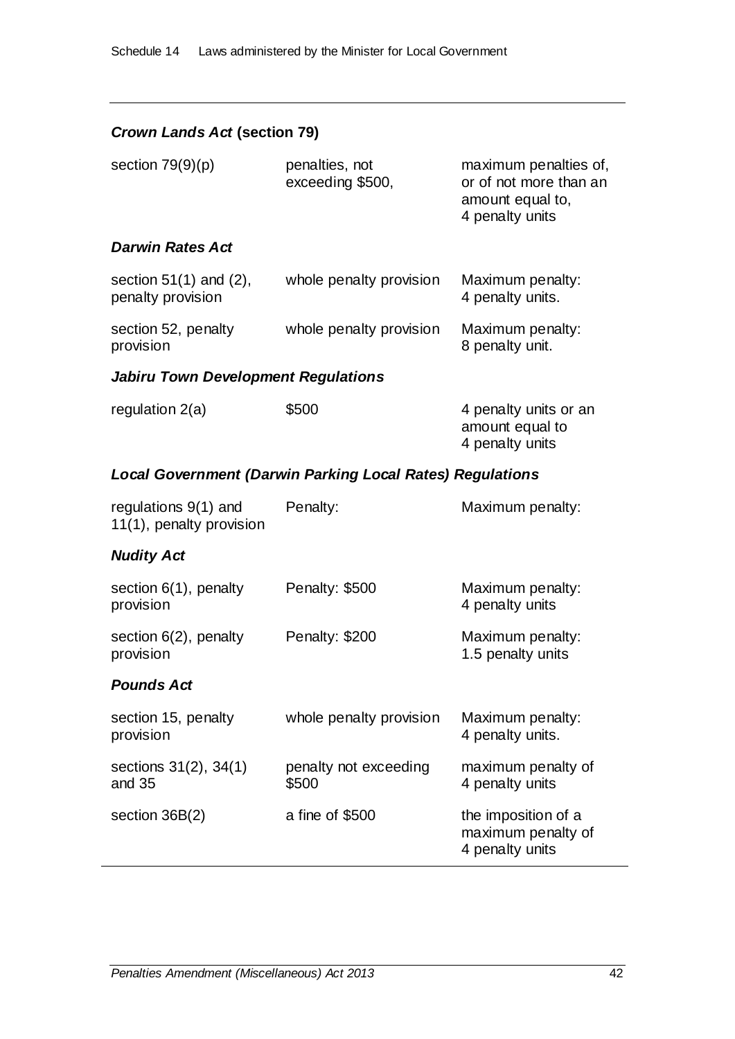***Crown Lands Act* (section 79)**

| | | |
|---|---|---|
| section 79(9)(p) | penalties, not exceeding $500, | maximum penalties of, or of not more than an amount equal to, 4 penalty units |

***Darwin Rates Act***

| | | |
|---|---|---|
| section 51(1) and (2), penalty provision | whole penalty provision | Maximum penalty: 4 penalty units. |
| section 52, penalty provision | whole penalty provision | Maximum penalty: 8 penalty unit. |

***Jabiru Town Development Regulations***

| | | |
|---|---|---|
| regulation 2(a) | $500 | 4 penalty units or an amount equal to 4 penalty units |

***Local Government (Darwin Parking Local Rates) Regulations***

| | | |
|---|---|---|
| regulations 9(1) and 11(1), penalty provision | Penalty: | Maximum penalty: |

***Nudity Act***

| | | |
|---|---|---|
| section 6(1), penalty provision | Penalty: $500 | Maximum penalty: 4 penalty units |
| section 6(2), penalty provision | Penalty: $200 | Maximum penalty: 1.5 penalty units |

***Pounds Act***

| | | |
|---|---|---|
| section 15, penalty provision | whole penalty provision | Maximum penalty: 4 penalty units. |
| sections 31(2), 34(1) and 35 | penalty not exceeding $500 | maximum penalty of 4 penalty units |
| section 36B(2) | a fine of $500 | the imposition of a maximum penalty of 4 penalty units |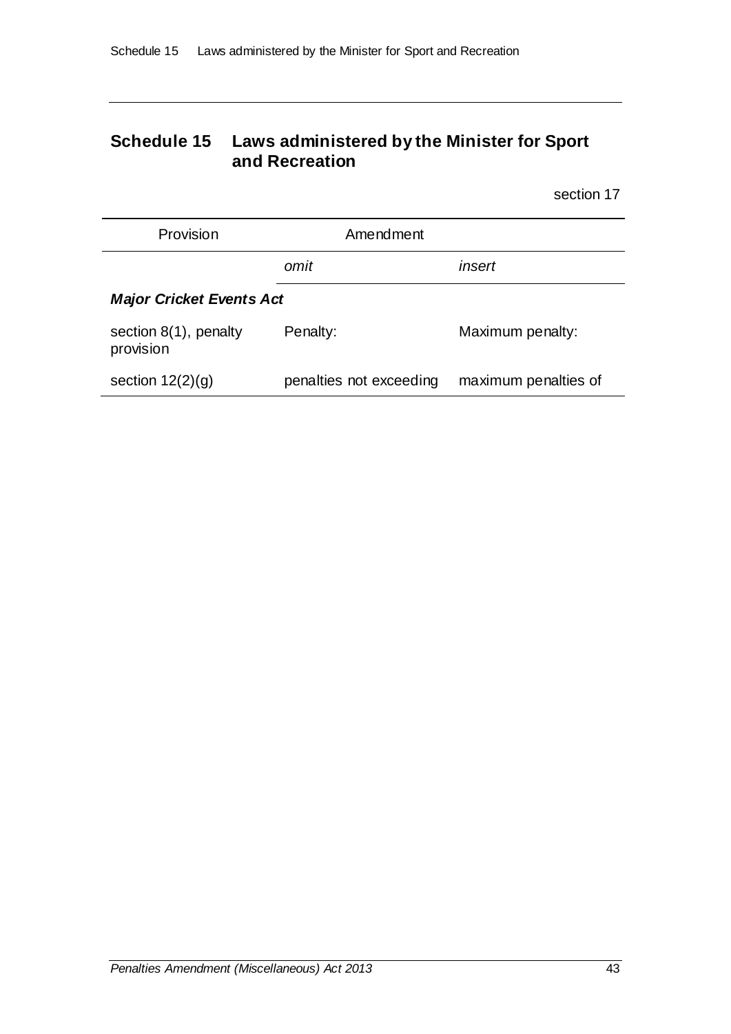## Schedule 15 Laws administered by the Minister for Sport and Recreation

section 17

| Provision | Amendment | |
|---|---|---|
| | *omit* | *insert* |
| ***Major Cricket Events Act*** | | |
| section 8(1), penalty provision | Penalty: | Maximum penalty: |
| section 12(2)(g) | penalties not exceeding | maximum penalties of |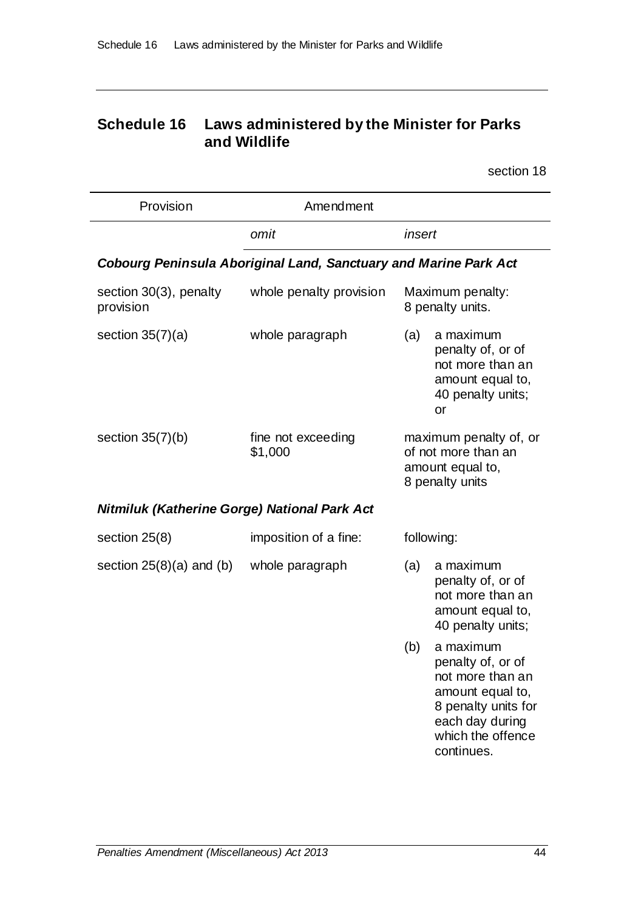## Schedule 16 Laws administered by the Minister for Parks and Wildlife

section 18

| Provision | Amendment | |
|---|---|---|
| | *omit* | *insert* |
| ***Cobourg Peninsula Aboriginal Land, Sanctuary and Marine Park Act*** | | |
| section 30(3), penalty provision | whole penalty provision | Maximum penalty: 8 penalty units. |
| section 35(7)(a) | whole paragraph | (a) a maximum penalty of, or of not more than an amount equal to, 40 penalty units; or |
| section 35(7)(b) | fine not exceeding $1,000 | maximum penalty of, or of not more than an amount equal to, 8 penalty units |
| ***Nitmiluk (Katherine Gorge) National Park Act*** | | |
| section 25(8) | imposition of a fine: | following: |
| section 25(8)(a) and (b) | whole paragraph | (a) a maximum penalty of, or of not more than an amount equal to, 40 penalty units;<br><br>(b) a maximum penalty of, or of not more than an amount equal to, 8 penalty units for each day during which the offence continues. |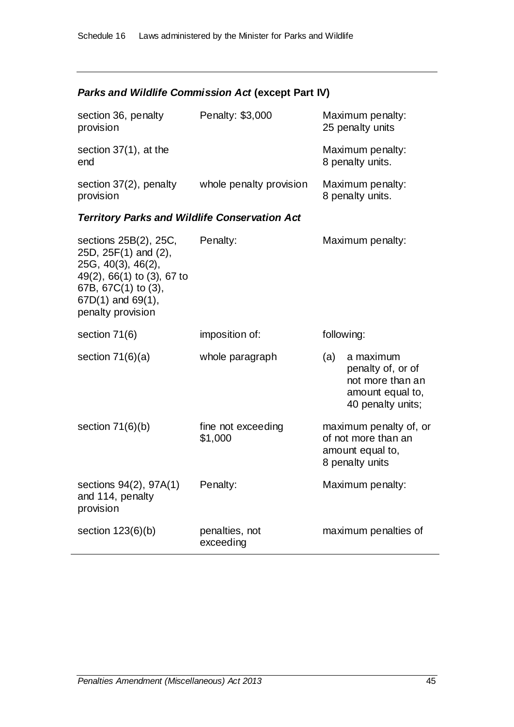### *Parks and Wildlife Commission Act* (except Part IV)

| | | |
|---|---|---|
| section 36, penalty provision | Penalty: $3,000 | Maximum penalty: 25 penalty units |
| section 37(1), at the end | | Maximum penalty: 8 penalty units. |
| section 37(2), penalty provision | whole penalty provision | Maximum penalty: 8 penalty units. |

### *Territory Parks and Wildlife Conservation Act*

| | | |
|---|---|---|
| sections 25B(2), 25C, 25D, 25F(1) and (2), 25G, 40(3), 46(2), 49(2), 66(1) to (3), 67 to 67B, 67C(1) to (3), 67D(1) and 69(1), penalty provision | Penalty: | Maximum penalty: |
| section 71(6) | imposition of: | following: |
| section 71(6)(a) | whole paragraph | (a) a maximum penalty of, or of not more than an amount equal to, 40 penalty units; |
| section 71(6)(b) | fine not exceeding $1,000 | maximum penalty of, or of not more than an amount equal to, 8 penalty units |
| sections 94(2), 97A(1) and 114, penalty provision | Penalty: | Maximum penalty: |
| section 123(6)(b) | penalties, not exceeding | maximum penalties of |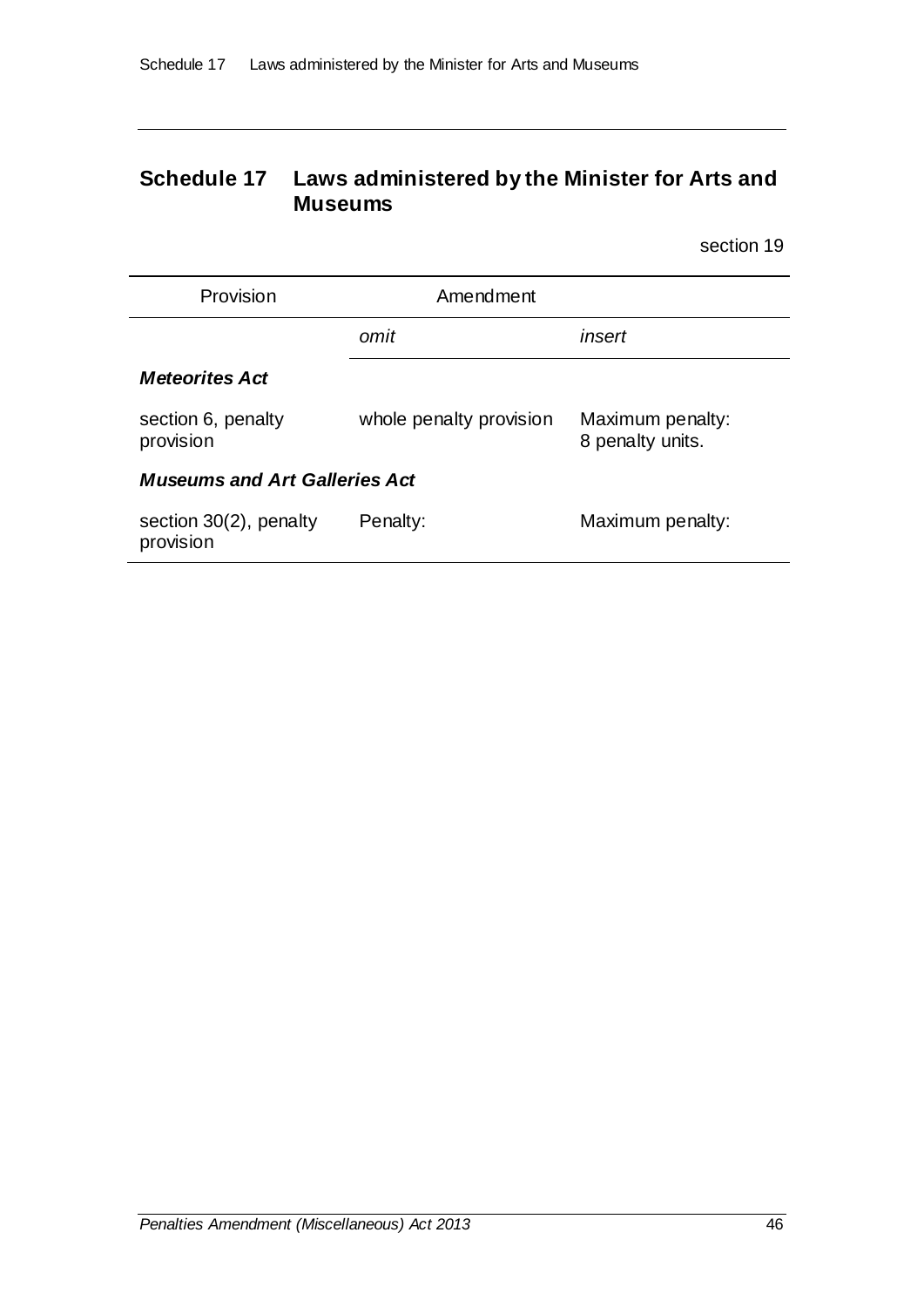## Schedule 17 Laws administered by the Minister for Arts and Museums

section 19

| Provision | Amendment | |
|---|---|---|
| | *omit* | *insert* |
| ***Meteorites Act*** | | |
| section 6, penalty provision | whole penalty provision | Maximum penalty: 8 penalty units. |
| ***Museums and Art Galleries Act*** | | |
| section 30(2), penalty provision | Penalty: | Maximum penalty: |